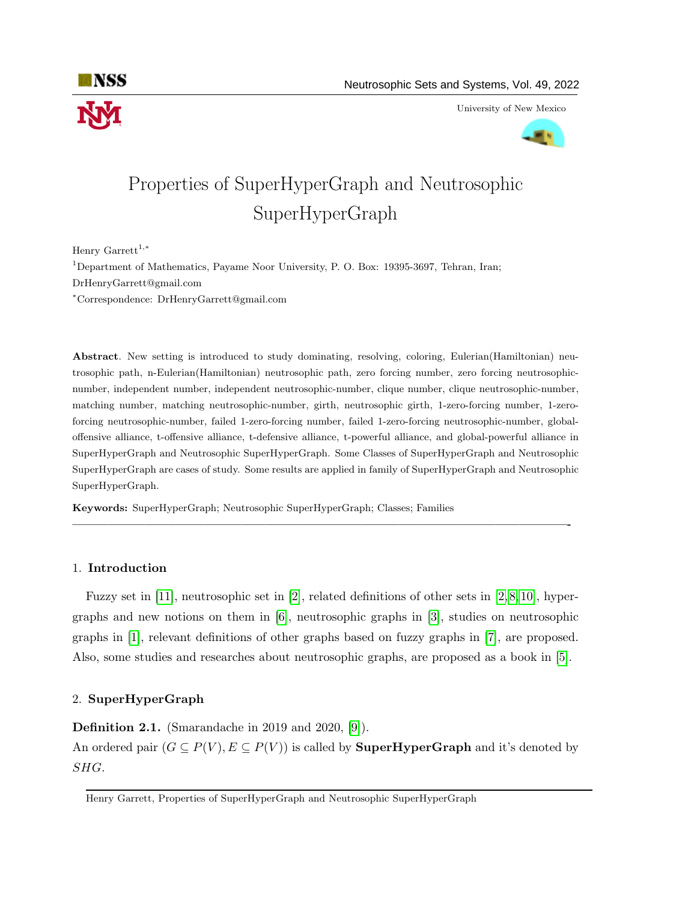# Properties of SuperHyperGraph and Neutrosophic SuperHyperGraph

Henry Garrett[1,*]

[1]Department of Mathematics, Payame Noor University, P. O. Box: 19395-3697, Tehran, Iran; DrHenryGarrett@gmail.com

[*]Correspondence: DrHenryGarrett@gmail.com

**Abstract**. New setting is introduced to study dominating, resolving, coloring, Eulerian(Hamiltonian) neutrosophic path, n-Eulerian(Hamiltonian) neutrosophic path, zero forcing number, zero forcing neutrosophic-number, independent number, independent neutrosophic-number, clique number, clique neutrosophic-number, matching number, matching neutrosophic-number, girth, neutrosophic girth, 1-zero-forcing number, 1-zero-forcing neutrosophic-number, failed 1-zero-forcing number, failed 1-zero-forcing neutrosophic-number, global-offensive alliance, t-offensive alliance, t-defensive alliance, t-powerful alliance, and global-powerful alliance in SuperHyperGraph and Neutrosophic SuperHyperGraph. Some Classes of SuperHyperGraph and Neutrosophic SuperHyperGraph are cases of study. Some results are applied in family of SuperHyperGraph and Neutrosophic SuperHyperGraph.

**Keywords:** SuperHyperGraph; Neutrosophic SuperHyperGraph; Classes; Families

---

## 1. Introduction

Fuzzy set in [11], neutrosophic set in [2], related definitions of other sets in [2,8,10], hypergraphs and new notions on them in [6], neutrosophic graphs in [3], studies on neutrosophic graphs in [1], relevant definitions of other graphs based on fuzzy graphs in [7], are proposed. Also, some studies and researches about neutrosophic graphs, are proposed as a book in [5].

## 2. SuperHyperGraph

**Definition 2.1.** (Smarandache in 2019 and 2020, [9]).
An ordered pair $(G \subseteq P(V), E \subseteq P(V))$ is called by **SuperHyperGraph** and it's denoted by $SHG$.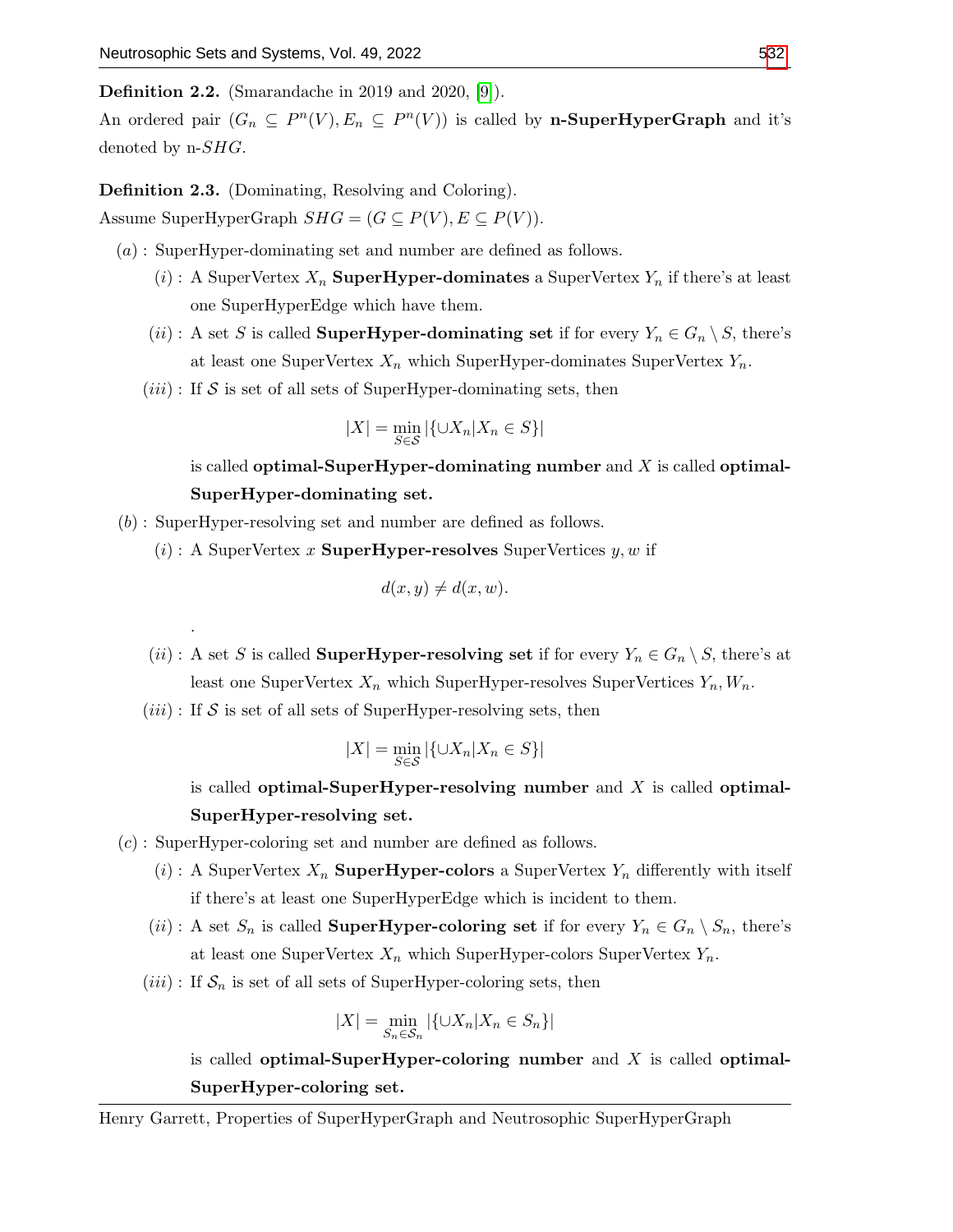**Definition 2.2.** (Smarandache in 2019 and 2020, [9]).

An ordered pair $(G_n \subseteq P^n(V), E_n \subseteq P^n(V))$ is called by **n-SuperHyperGraph** and it's denoted by n-$SHG$.

**Definition 2.3.** (Dominating, Resolving and Coloring).

Assume SuperHyperGraph $SHG = (G \subseteq P(V), E \subseteq P(V))$.

$(a)$ : SuperHyper-dominating set and number are defined as follows.

  $(i)$ : A SuperVertex $X_n$ **SuperHyper-dominates** a SuperVertex $Y_n$ if there's at least one SuperHyperEdge which have them.

  $(ii)$ : A set $S$ is called **SuperHyper-dominating set** if for every $Y_n \in G_n \setminus S$, there's at least one SuperVertex $X_n$ which SuperHyper-dominates SuperVertex $Y_n$.

  $(iii)$ : If $\mathcal{S}$ is set of all sets of SuperHyper-dominating sets, then

$$|X| = \min_{S \in \mathcal{S}} |\{\cup X_n | X_n \in S\}|$$

  is called **optimal-SuperHyper-dominating number** and $X$ is called **optimal-SuperHyper-dominating set.**

$(b)$ : SuperHyper-resolving set and number are defined as follows.

  $(i)$ : A SuperVertex $x$ **SuperHyper-resolves** SuperVertices $y, w$ if

$$d(x, y) \neq d(x, w).$$

.

  $(ii)$ : A set $S$ is called **SuperHyper-resolving set** if for every $Y_n \in G_n \setminus S$, there's at least one SuperVertex $X_n$ which SuperHyper-resolves SuperVertices $Y_n, W_n$.

  $(iii)$ : If $\mathcal{S}$ is set of all sets of SuperHyper-resolving sets, then

$$|X| = \min_{S \in \mathcal{S}} |\{\cup X_n | X_n \in S\}|$$

  is called **optimal-SuperHyper-resolving number** and $X$ is called **optimal-SuperHyper-resolving set.**

$(c)$ : SuperHyper-coloring set and number are defined as follows.

  $(i)$ : A SuperVertex $X_n$ **SuperHyper-colors** a SuperVertex $Y_n$ differently with itself if there's at least one SuperHyperEdge which is incident to them.

  $(ii)$ : A set $S_n$ is called **SuperHyper-coloring set** if for every $Y_n \in G_n \setminus S_n$, there's at least one SuperVertex $X_n$ which SuperHyper-colors SuperVertex $Y_n$.

  $(iii)$ : If $\mathcal{S}_n$ is set of all sets of SuperHyper-coloring sets, then

$$|X| = \min_{S_n \in \mathcal{S}_n} |\{\cup X_n | X_n \in S_n\}|$$

  is called **optimal-SuperHyper-coloring number** and $X$ is called **optimal-SuperHyper-coloring set.**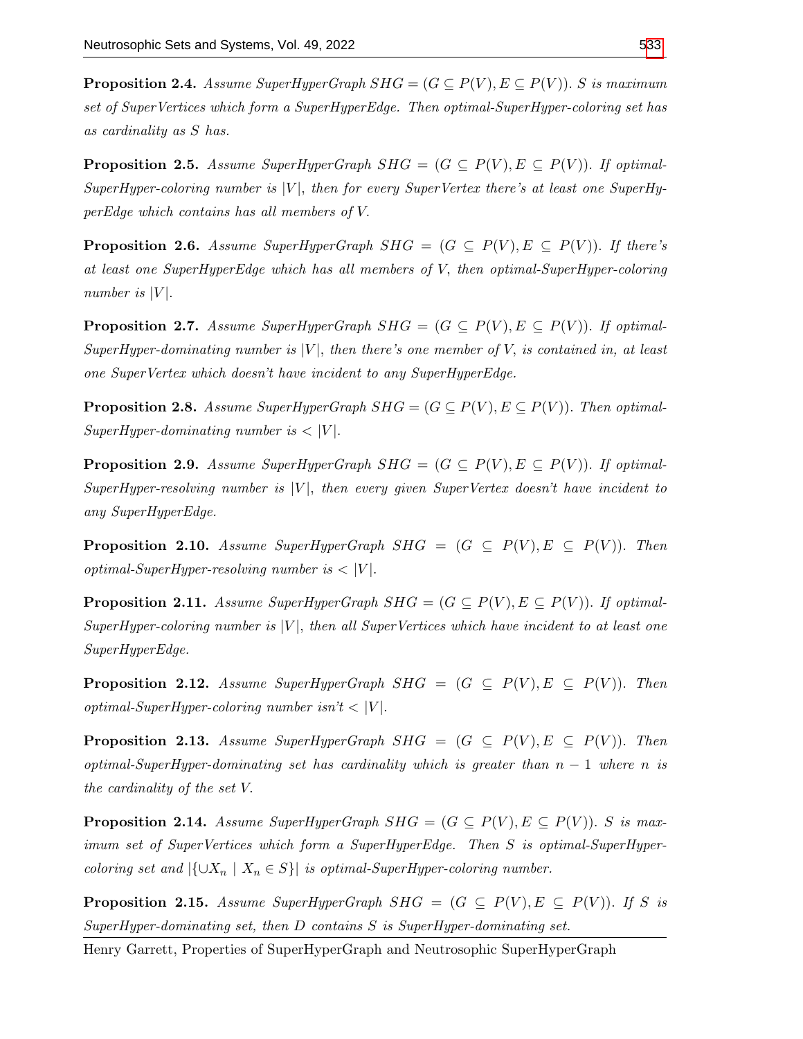**Proposition 2.4.** *Assume SuperHyperGraph $SHG = (G \subseteq P(V), E \subseteq P(V))$. $S$ is maximum set of SuperVertices which form a SuperHyperEdge. Then optimal-SuperHyper-coloring set has as cardinality as $S$ has.*

**Proposition 2.5.** *Assume SuperHyperGraph $SHG = (G \subseteq P(V), E \subseteq P(V))$. If optimal-SuperHyper-coloring number is $|V|$, then for every SuperVertex there's at least one SuperHyperEdge which contains has all members of $V$.*

**Proposition 2.6.** *Assume SuperHyperGraph $SHG = (G \subseteq P(V), E \subseteq P(V))$. If there's at least one SuperHyperEdge which has all members of $V$, then optimal-SuperHyper-coloring number is $|V|$.*

**Proposition 2.7.** *Assume SuperHyperGraph $SHG = (G \subseteq P(V), E \subseteq P(V))$. If optimal-SuperHyper-dominating number is $|V|$, then there's one member of $V$, is contained in, at least one SuperVertex which doesn't have incident to any SuperHyperEdge.*

**Proposition 2.8.** *Assume SuperHyperGraph $SHG = (G \subseteq P(V), E \subseteq P(V))$. Then optimal-SuperHyper-dominating number is $< |V|$.*

**Proposition 2.9.** *Assume SuperHyperGraph $SHG = (G \subseteq P(V), E \subseteq P(V))$. If optimal-SuperHyper-resolving number is $|V|$, then every given SuperVertex doesn't have incident to any SuperHyperEdge.*

**Proposition 2.10.** *Assume SuperHyperGraph $SHG = (G \subseteq P(V), E \subseteq P(V))$. Then optimal-SuperHyper-resolving number is $< |V|$.*

**Proposition 2.11.** *Assume SuperHyperGraph $SHG = (G \subseteq P(V), E \subseteq P(V))$. If optimal-SuperHyper-coloring number is $|V|$, then all SuperVertices which have incident to at least one SuperHyperEdge.*

**Proposition 2.12.** *Assume SuperHyperGraph $SHG = (G \subseteq P(V), E \subseteq P(V))$. Then optimal-SuperHyper-coloring number isn't $< |V|$.*

**Proposition 2.13.** *Assume SuperHyperGraph $SHG = (G \subseteq P(V), E \subseteq P(V))$. Then optimal-SuperHyper-dominating set has cardinality which is greater than $n - 1$ where $n$ is the cardinality of the set $V$.*

**Proposition 2.14.** *Assume SuperHyperGraph $SHG = (G \subseteq P(V), E \subseteq P(V))$. $S$ is maximum set of SuperVertices which form a SuperHyperEdge. Then $S$ is optimal-SuperHyper-coloring set and $|\{\cup X_n \mid X_n \in S\}|$ is optimal-SuperHyper-coloring number.*

**Proposition 2.15.** *Assume SuperHyperGraph $SHG = (G \subseteq P(V), E \subseteq P(V))$. If $S$ is SuperHyper-dominating set, then $D$ contains $S$ is SuperHyper-dominating set.*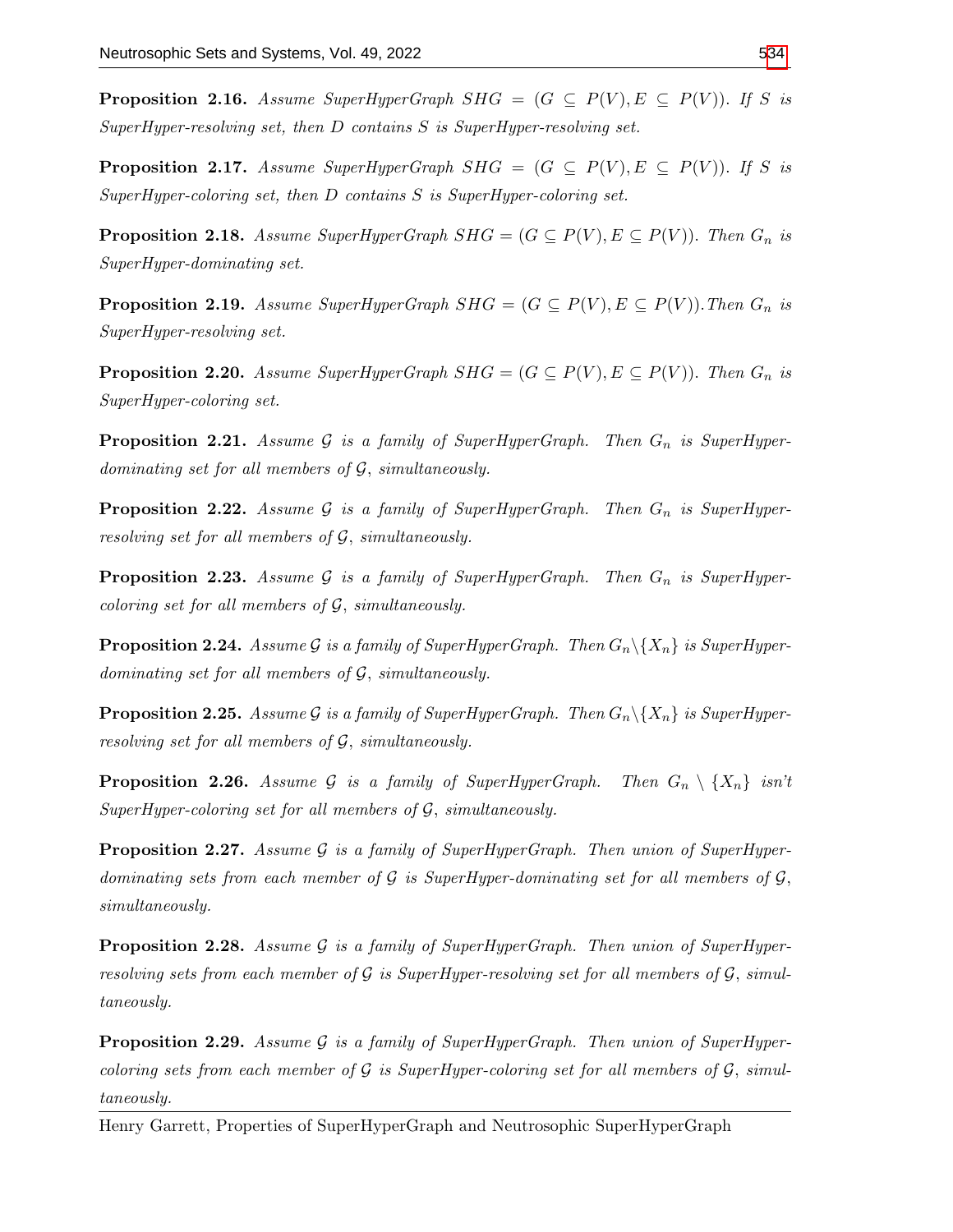**Proposition 2.16.** *Assume SuperHyperGraph* $SHG = (G \subseteq P(V), E \subseteq P(V))$*. If* $S$ *is SuperHyper-resolving set, then* $D$ *contains* $S$ *is SuperHyper-resolving set.*

**Proposition 2.17.** *Assume SuperHyperGraph* $SHG = (G \subseteq P(V), E \subseteq P(V))$*. If* $S$ *is SuperHyper-coloring set, then* $D$ *contains* $S$ *is SuperHyper-coloring set.*

**Proposition 2.18.** *Assume SuperHyperGraph* $SHG = (G \subseteq P(V), E \subseteq P(V))$*. Then* $G_n$ *is SuperHyper-dominating set.*

**Proposition 2.19.** *Assume SuperHyperGraph* $SHG = (G \subseteq P(V), E \subseteq P(V))$*.Then* $G_n$ *is SuperHyper-resolving set.*

**Proposition 2.20.** *Assume SuperHyperGraph* $SHG = (G \subseteq P(V), E \subseteq P(V))$*. Then* $G_n$ *is SuperHyper-coloring set.*

**Proposition 2.21.** *Assume* $\mathcal{G}$ *is a family of SuperHyperGraph. Then* $G_n$ *is SuperHyper-dominating set for all members of* $\mathcal{G}$*, simultaneously.*

**Proposition 2.22.** *Assume* $\mathcal{G}$ *is a family of SuperHyperGraph. Then* $G_n$ *is SuperHyper-resolving set for all members of* $\mathcal{G}$*, simultaneously.*

**Proposition 2.23.** *Assume* $\mathcal{G}$ *is a family of SuperHyperGraph. Then* $G_n$ *is SuperHyper-coloring set for all members of* $\mathcal{G}$*, simultaneously.*

**Proposition 2.24.** *Assume* $\mathcal{G}$ *is a family of SuperHyperGraph. Then* $G_n \setminus \{X_n\}$ *is SuperHyper-dominating set for all members of* $\mathcal{G}$*, simultaneously.*

**Proposition 2.25.** *Assume* $\mathcal{G}$ *is a family of SuperHyperGraph. Then* $G_n \setminus \{X_n\}$ *is SuperHyper-resolving set for all members of* $\mathcal{G}$*, simultaneously.*

**Proposition 2.26.** *Assume* $\mathcal{G}$ *is a family of SuperHyperGraph. Then* $G_n \setminus \{X_n\}$ *isn't SuperHyper-coloring set for all members of* $\mathcal{G}$*, simultaneously.*

**Proposition 2.27.** *Assume* $\mathcal{G}$ *is a family of SuperHyperGraph. Then union of SuperHyper-dominating sets from each member of* $\mathcal{G}$ *is SuperHyper-dominating set for all members of* $\mathcal{G}$*, simultaneously.*

**Proposition 2.28.** *Assume* $\mathcal{G}$ *is a family of SuperHyperGraph. Then union of SuperHyper-resolving sets from each member of* $\mathcal{G}$ *is SuperHyper-resolving set for all members of* $\mathcal{G}$*, simultaneously.*

**Proposition 2.29.** *Assume* $\mathcal{G}$ *is a family of SuperHyperGraph. Then union of SuperHyper-coloring sets from each member of* $\mathcal{G}$ *is SuperHyper-coloring set for all members of* $\mathcal{G}$*, simultaneously.*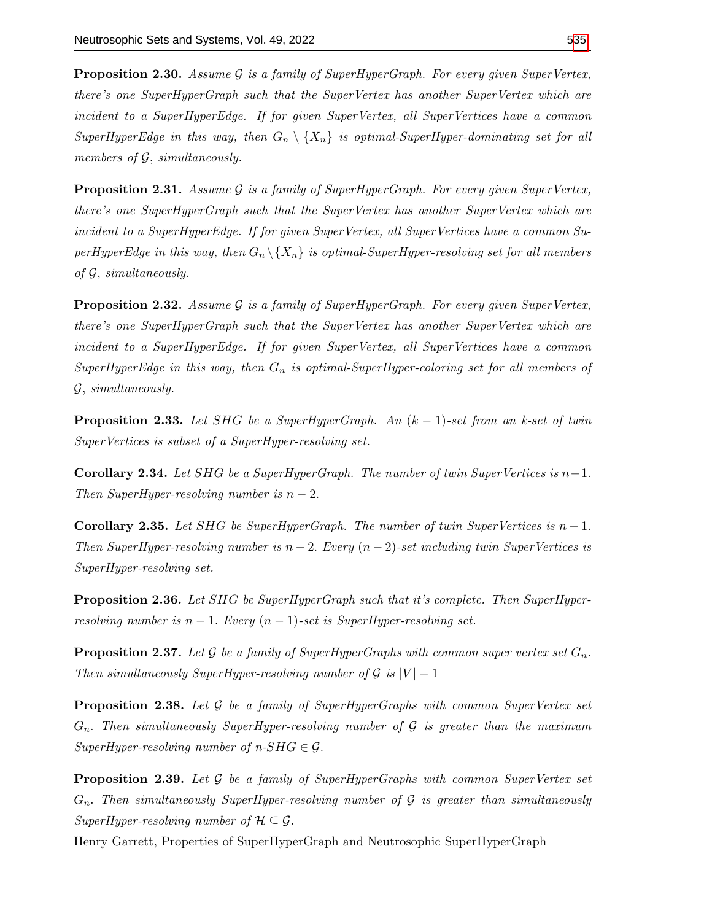**Proposition 2.30.** *Assume $\mathcal{G}$ is a family of SuperHyperGraph. For every given SuperVertex, there's one SuperHyperGraph such that the SuperVertex has another SuperVertex which are incident to a SuperHyperEdge. If for given SuperVertex, all SuperVertices have a common SuperHyperEdge in this way, then $G_n \setminus \{X_n\}$ is optimal-SuperHyper-dominating set for all members of $\mathcal{G}$, simultaneously.*

**Proposition 2.31.** *Assume $\mathcal{G}$ is a family of SuperHyperGraph. For every given SuperVertex, there's one SuperHyperGraph such that the SuperVertex has another SuperVertex which are incident to a SuperHyperEdge. If for given SuperVertex, all SuperVertices have a common SuperHyperEdge in this way, then $G_n \setminus \{X_n\}$ is optimal-SuperHyper-resolving set for all members of $\mathcal{G}$, simultaneously.*

**Proposition 2.32.** *Assume $\mathcal{G}$ is a family of SuperHyperGraph. For every given SuperVertex, there's one SuperHyperGraph such that the SuperVertex has another SuperVertex which are incident to a SuperHyperEdge. If for given SuperVertex, all SuperVertices have a common SuperHyperEdge in this way, then $G_n$ is optimal-SuperHyper-coloring set for all members of $\mathcal{G}$, simultaneously.*

**Proposition 2.33.** *Let $SHG$ be a SuperHyperGraph. An $(k-1)$-set from an $k$-set of twin SuperVertices is subset of a SuperHyper-resolving set.*

**Corollary 2.34.** *Let $SHG$ be a SuperHyperGraph. The number of twin SuperVertices is $n-1$. Then SuperHyper-resolving number is $n-2$.*

**Corollary 2.35.** *Let $SHG$ be SuperHyperGraph. The number of twin SuperVertices is $n-1$. Then SuperHyper-resolving number is $n-2$. Every $(n-2)$-set including twin SuperVertices is SuperHyper-resolving set.*

**Proposition 2.36.** *Let $SHG$ be SuperHyperGraph such that it's complete. Then SuperHyper-resolving number is $n-1$. Every $(n-1)$-set is SuperHyper-resolving set.*

**Proposition 2.37.** *Let $\mathcal{G}$ be a family of SuperHyperGraphs with common super vertex set $G_n$. Then simultaneously SuperHyper-resolving number of $\mathcal{G}$ is $|V|-1$*

**Proposition 2.38.** *Let $\mathcal{G}$ be a family of SuperHyperGraphs with common SuperVertex set $G_n$. Then simultaneously SuperHyper-resolving number of $\mathcal{G}$ is greater than the maximum SuperHyper-resolving number of $n$-$SHG \in \mathcal{G}$.*

**Proposition 2.39.** *Let $\mathcal{G}$ be a family of SuperHyperGraphs with common SuperVertex set $G_n$. Then simultaneously SuperHyper-resolving number of $\mathcal{G}$ is greater than simultaneously SuperHyper-resolving number of $\mathcal{H} \subseteq \mathcal{G}$.*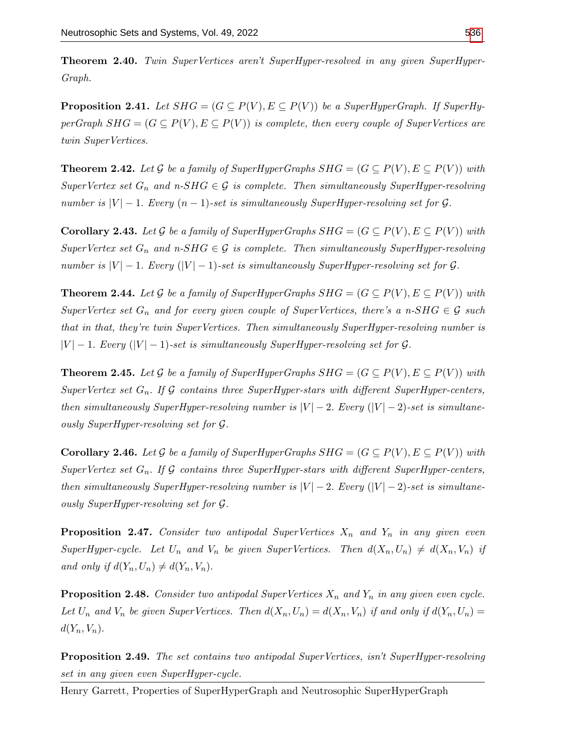**Theorem 2.40.** *Twin SuperVertices aren't SuperHyper-resolved in any given SuperHyper-Graph.*

**Proposition 2.41.** *Let $SHG = (G \subseteq P(V), E \subseteq P(V))$ be a SuperHyperGraph. If SuperHyperGraph $SHG = (G \subseteq P(V), E \subseteq P(V))$ is complete, then every couple of SuperVertices are twin SuperVertices.*

**Theorem 2.42.** *Let $\mathcal{G}$ be a family of SuperHyperGraphs $SHG = (G \subseteq P(V), E \subseteq P(V))$ with SuperVertex set $G_n$ and n-$SHG \in \mathcal{G}$ is complete. Then simultaneously SuperHyper-resolving number is $|V| - 1$. Every $(n-1)$-set is simultaneously SuperHyper-resolving set for $\mathcal{G}$.*

**Corollary 2.43.** *Let $\mathcal{G}$ be a family of SuperHyperGraphs $SHG = (G \subseteq P(V), E \subseteq P(V))$ with SuperVertex set $G_n$ and n-$SHG \in \mathcal{G}$ is complete. Then simultaneously SuperHyper-resolving number is $|V| - 1$. Every $(|V| - 1)$-set is simultaneously SuperHyper-resolving set for $\mathcal{G}$.*

**Theorem 2.44.** *Let $\mathcal{G}$ be a family of SuperHyperGraphs $SHG = (G \subseteq P(V), E \subseteq P(V))$ with SuperVertex set $G_n$ and for every given couple of SuperVertices, there's a n-$SHG \in \mathcal{G}$ such that in that, they're twin SuperVertices. Then simultaneously SuperHyper-resolving number is $|V| - 1$. Every $(|V| - 1)$-set is simultaneously SuperHyper-resolving set for $\mathcal{G}$.*

**Theorem 2.45.** *Let $\mathcal{G}$ be a family of SuperHyperGraphs $SHG = (G \subseteq P(V), E \subseteq P(V))$ with SuperVertex set $G_n$. If $\mathcal{G}$ contains three SuperHyper-stars with different SuperHyper-centers, then simultaneously SuperHyper-resolving number is $|V| - 2$. Every $(|V| - 2)$-set is simultaneously SuperHyper-resolving set for $\mathcal{G}$.*

**Corollary 2.46.** *Let $\mathcal{G}$ be a family of SuperHyperGraphs $SHG = (G \subseteq P(V), E \subseteq P(V))$ with SuperVertex set $G_n$. If $\mathcal{G}$ contains three SuperHyper-stars with different SuperHyper-centers, then simultaneously SuperHyper-resolving number is $|V| - 2$. Every $(|V| - 2)$-set is simultaneously SuperHyper-resolving set for $\mathcal{G}$.*

**Proposition 2.47.** *Consider two antipodal SuperVertices $X_n$ and $Y_n$ in any given even SuperHyper-cycle. Let $U_n$ and $V_n$ be given SuperVertices. Then $d(X_n, U_n) \neq d(X_n, V_n)$ if and only if $d(Y_n, U_n) \neq d(Y_n, V_n)$.*

**Proposition 2.48.** *Consider two antipodal SuperVertices $X_n$ and $Y_n$ in any given even cycle. Let $U_n$ and $V_n$ be given SuperVertices. Then $d(X_n, U_n) = d(X_n, V_n)$ if and only if $d(Y_n, U_n) = d(Y_n, V_n)$.*

**Proposition 2.49.** *The set contains two antipodal SuperVertices, isn't SuperHyper-resolving set in any given even SuperHyper-cycle.*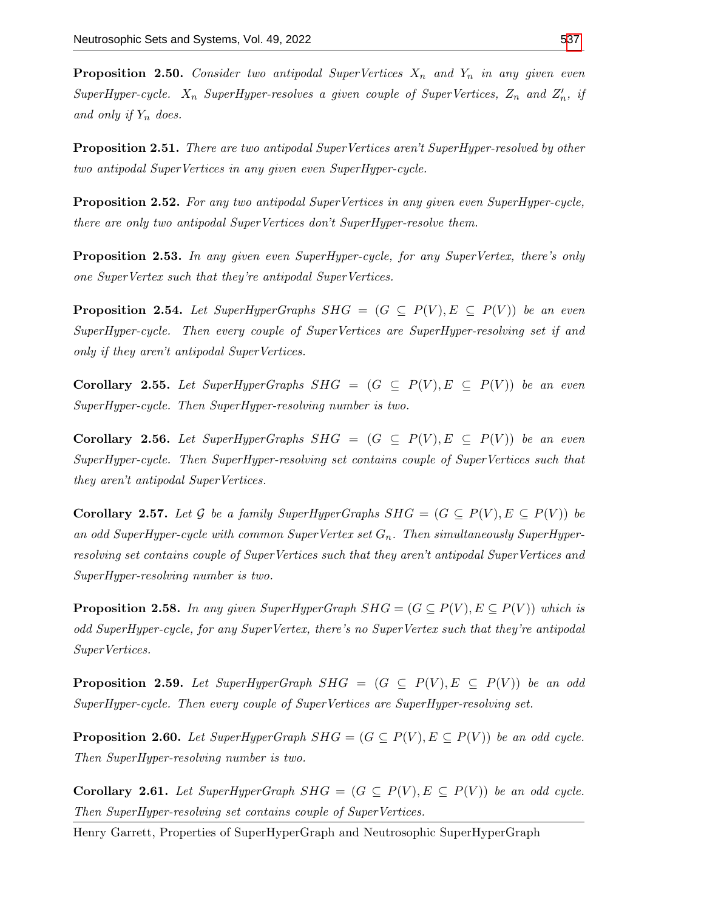**Proposition 2.50.** *Consider two antipodal SuperVertices $X_n$ and $Y_n$ in any given even SuperHyper-cycle. $X_n$ SuperHyper-resolves a given couple of SuperVertices, $Z_n$ and $Z'_n$, if and only if $Y_n$ does.*

**Proposition 2.51.** *There are two antipodal SuperVertices aren't SuperHyper-resolved by other two antipodal SuperVertices in any given even SuperHyper-cycle.*

**Proposition 2.52.** *For any two antipodal SuperVertices in any given even SuperHyper-cycle, there are only two antipodal SuperVertices don't SuperHyper-resolve them.*

**Proposition 2.53.** *In any given even SuperHyper-cycle, for any SuperVertex, there's only one SuperVertex such that they're antipodal SuperVertices.*

**Proposition 2.54.** *Let SuperHyperGraphs $SHG = (G \subseteq P(V), E \subseteq P(V))$ be an even SuperHyper-cycle. Then every couple of SuperVertices are SuperHyper-resolving set if and only if they aren't antipodal SuperVertices.*

**Corollary 2.55.** *Let SuperHyperGraphs $SHG = (G \subseteq P(V), E \subseteq P(V))$ be an even SuperHyper-cycle. Then SuperHyper-resolving number is two.*

**Corollary 2.56.** *Let SuperHyperGraphs $SHG = (G \subseteq P(V), E \subseteq P(V))$ be an even SuperHyper-cycle. Then SuperHyper-resolving set contains couple of SuperVertices such that they aren't antipodal SuperVertices.*

**Corollary 2.57.** *Let $\mathcal{G}$ be a family SuperHyperGraphs $SHG = (G \subseteq P(V), E \subseteq P(V))$ be an odd SuperHyper-cycle with common SuperVertex set $G_n$. Then simultaneously SuperHyper-resolving set contains couple of SuperVertices such that they aren't antipodal SuperVertices and SuperHyper-resolving number is two.*

**Proposition 2.58.** *In any given SuperHyperGraph $SHG = (G \subseteq P(V), E \subseteq P(V))$ which is odd SuperHyper-cycle, for any SuperVertex, there's no SuperVertex such that they're antipodal SuperVertices.*

**Proposition 2.59.** *Let SuperHyperGraph $SHG = (G \subseteq P(V), E \subseteq P(V))$ be an odd SuperHyper-cycle. Then every couple of SuperVertices are SuperHyper-resolving set.*

**Proposition 2.60.** *Let SuperHyperGraph $SHG = (G \subseteq P(V), E \subseteq P(V))$ be an odd cycle. Then SuperHyper-resolving number is two.*

**Corollary 2.61.** *Let SuperHyperGraph $SHG = (G \subseteq P(V), E \subseteq P(V))$ be an odd cycle. Then SuperHyper-resolving set contains couple of SuperVertices.*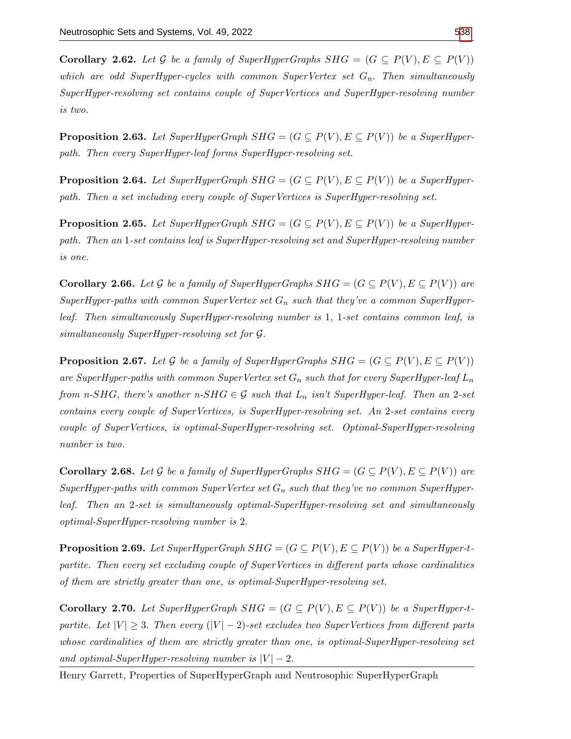**Corollary 2.62.** *Let $\mathcal{G}$ be a family of SuperHyperGraphs $SHG = (G \subseteq P(V), E \subseteq P(V))$ which are odd SuperHyper-cycles with common SuperVertex set $G_n$. Then simultaneously SuperHyper-resolving set contains couple of SuperVertices and SuperHyper-resolving number is two.*

**Proposition 2.63.** *Let SuperHyperGraph $SHG = (G \subseteq P(V), E \subseteq P(V))$ be a SuperHyper-path. Then every SuperHyper-leaf forms SuperHyper-resolving set.*

**Proposition 2.64.** *Let SuperHyperGraph $SHG = (G \subseteq P(V), E \subseteq P(V))$ be a SuperHyper-path. Then a set including every couple of SuperVertices is SuperHyper-resolving set.*

**Proposition 2.65.** *Let SuperHyperGraph $SHG = (G \subseteq P(V), E \subseteq P(V))$ be a SuperHyper-path. Then an* 1*-set contains leaf is SuperHyper-resolving set and SuperHyper-resolving number is one.*

**Corollary 2.66.** *Let $\mathcal{G}$ be a family of SuperHyperGraphs $SHG = (G \subseteq P(V), E \subseteq P(V))$ are SuperHyper-paths with common SuperVertex set $G_n$ such that they've a common SuperHyper-leaf. Then simultaneously SuperHyper-resolving number is* 1*,* 1*-set contains common leaf, is simultaneously SuperHyper-resolving set for $\mathcal{G}$.*

**Proposition 2.67.** *Let $\mathcal{G}$ be a family of SuperHyperGraphs $SHG = (G \subseteq P(V), E \subseteq P(V))$ are SuperHyper-paths with common SuperVertex set $G_n$ such that for every SuperHyper-leaf $L_n$ from n-SHG, there's another n-SHG $\in \mathcal{G}$ such that $L_n$ isn't SuperHyper-leaf. Then an* 2*-set contains every couple of SuperVertices, is SuperHyper-resolving set. An* 2*-set contains every couple of SuperVertices, is optimal-SuperHyper-resolving set. Optimal-SuperHyper-resolving number is two.*

**Corollary 2.68.** *Let $\mathcal{G}$ be a family of SuperHyperGraphs $SHG = (G \subseteq P(V), E \subseteq P(V))$ are SuperHyper-paths with common SuperVertex set $G_n$ such that they've no common SuperHyper-leaf. Then an* 2*-set is simultaneously optimal-SuperHyper-resolving set and simultaneously optimal-SuperHyper-resolving number is* 2*.*

**Proposition 2.69.** *Let SuperHyperGraph $SHG = (G \subseteq P(V), E \subseteq P(V))$ be a SuperHyper-t-partite. Then every set excluding couple of SuperVertices in different parts whose cardinalities of them are strictly greater than one, is optimal-SuperHyper-resolving set.*

**Corollary 2.70.** *Let SuperHyperGraph $SHG = (G \subseteq P(V), E \subseteq P(V))$ be a SuperHyper-t-partite. Let $|V| \geq 3$. Then every $(|V| - 2)$-set excludes two SuperVertices from different parts whose cardinalities of them are strictly greater than one, is optimal-SuperHyper-resolving set and optimal-SuperHyper-resolving number is $|V| - 2$.*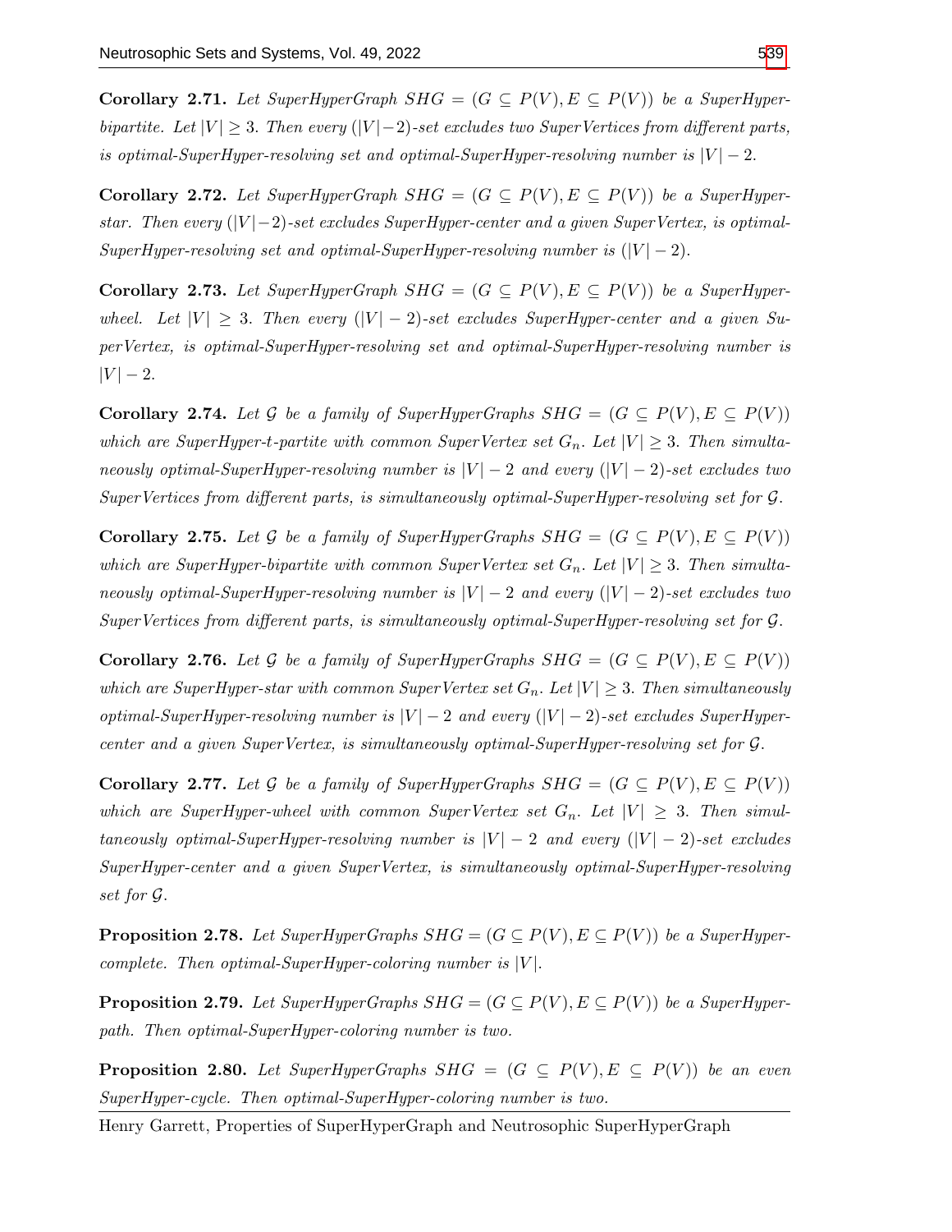**Corollary 2.71.** *Let SuperHyperGraph $SHG = (G \subseteq P(V), E \subseteq P(V))$ be a SuperHyper-bipartite. Let $|V| \geq 3$. Then every $(|V|-2)$-set excludes two SuperVertices from different parts, is optimal-SuperHyper-resolving set and optimal-SuperHyper-resolving number is $|V| - 2$.*

**Corollary 2.72.** *Let SuperHyperGraph $SHG = (G \subseteq P(V), E \subseteq P(V))$ be a SuperHyper-star. Then every $(|V|-2)$-set excludes SuperHyper-center and a given SuperVertex, is optimal-SuperHyper-resolving set and optimal-SuperHyper-resolving number is $(|V| - 2)$.*

**Corollary 2.73.** *Let SuperHyperGraph $SHG = (G \subseteq P(V), E \subseteq P(V))$ be a SuperHyper-wheel. Let $|V| \geq 3$. Then every $(|V| - 2)$-set excludes SuperHyper-center and a given SuperVertex, is optimal-SuperHyper-resolving set and optimal-SuperHyper-resolving number is $|V| - 2$.*

**Corollary 2.74.** *Let $\mathcal{G}$ be a family of SuperHyperGraphs $SHG = (G \subseteq P(V), E \subseteq P(V))$ which are SuperHyper-t-partite with common SuperVertex set $G_n$. Let $|V| \geq 3$. Then simultaneously optimal-SuperHyper-resolving number is $|V| - 2$ and every $(|V| - 2)$-set excludes two SuperVertices from different parts, is simultaneously optimal-SuperHyper-resolving set for $\mathcal{G}$.*

**Corollary 2.75.** *Let $\mathcal{G}$ be a family of SuperHyperGraphs $SHG = (G \subseteq P(V), E \subseteq P(V))$ which are SuperHyper-bipartite with common SuperVertex set $G_n$. Let $|V| \geq 3$. Then simultaneously optimal-SuperHyper-resolving number is $|V| - 2$ and every $(|V| - 2)$-set excludes two SuperVertices from different parts, is simultaneously optimal-SuperHyper-resolving set for $\mathcal{G}$.*

**Corollary 2.76.** *Let $\mathcal{G}$ be a family of SuperHyperGraphs $SHG = (G \subseteq P(V), E \subseteq P(V))$ which are SuperHyper-star with common SuperVertex set $G_n$. Let $|V| \geq 3$. Then simultaneously optimal-SuperHyper-resolving number is $|V| - 2$ and every $(|V| - 2)$-set excludes SuperHyper-center and a given SuperVertex, is simultaneously optimal-SuperHyper-resolving set for $\mathcal{G}$.*

**Corollary 2.77.** *Let $\mathcal{G}$ be a family of SuperHyperGraphs $SHG = (G \subseteq P(V), E \subseteq P(V))$ which are SuperHyper-wheel with common SuperVertex set $G_n$. Let $|V| \geq 3$. Then simultaneously optimal-SuperHyper-resolving number is $|V| - 2$ and every $(|V| - 2)$-set excludes SuperHyper-center and a given SuperVertex, is simultaneously optimal-SuperHyper-resolving set for $\mathcal{G}$.*

**Proposition 2.78.** *Let SuperHyperGraphs $SHG = (G \subseteq P(V), E \subseteq P(V))$ be a SuperHyper-complete. Then optimal-SuperHyper-coloring number is $|V|$.*

**Proposition 2.79.** *Let SuperHyperGraphs $SHG = (G \subseteq P(V), E \subseteq P(V))$ be a SuperHyper-path. Then optimal-SuperHyper-coloring number is two.*

**Proposition 2.80.** *Let SuperHyperGraphs $SHG = (G \subseteq P(V), E \subseteq P(V))$ be an even SuperHyper-cycle. Then optimal-SuperHyper-coloring number is two.*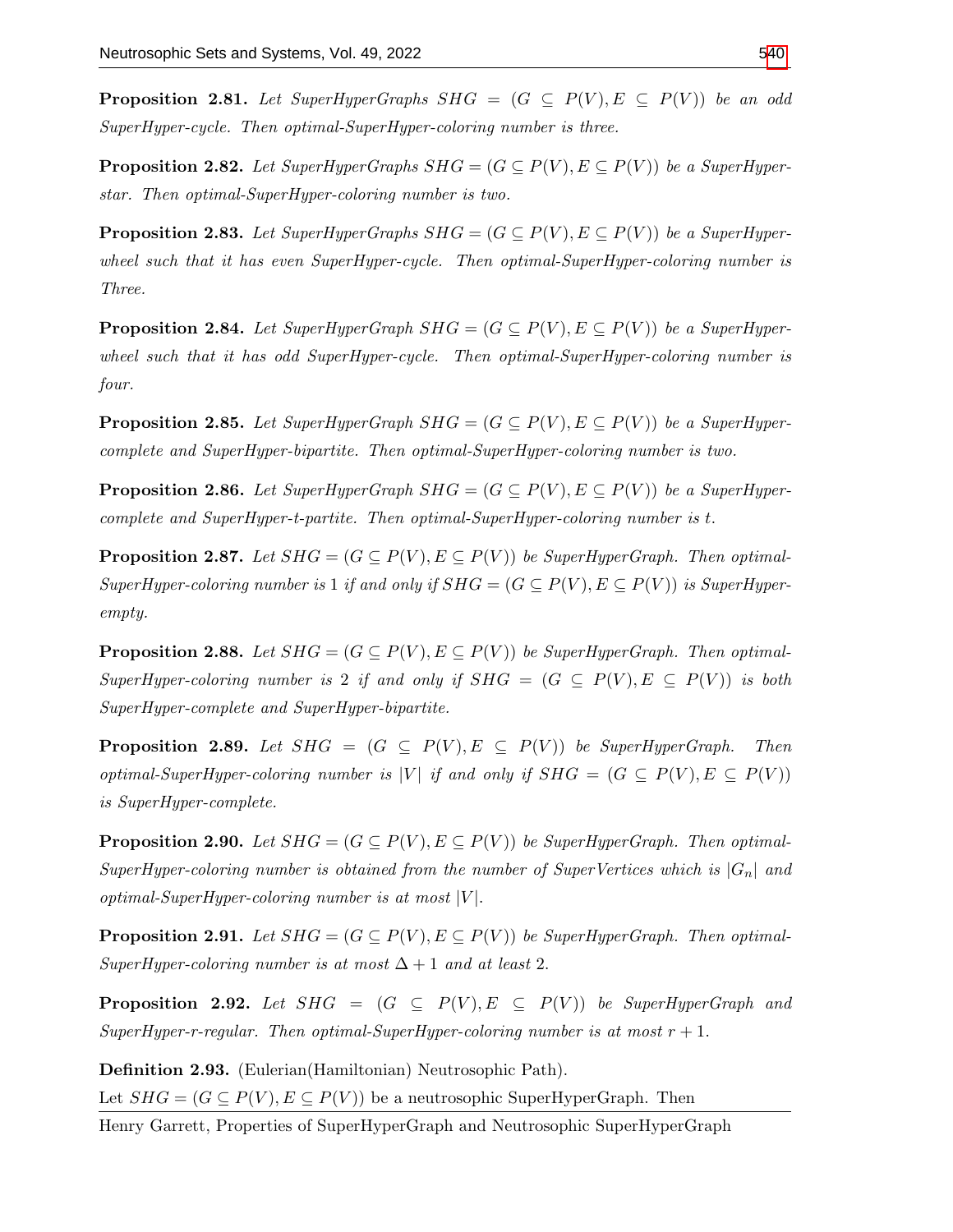**Proposition 2.81.** *Let SuperHyperGraphs $SHG = (G \subseteq P(V), E \subseteq P(V))$ be an odd SuperHyper-cycle. Then optimal-SuperHyper-coloring number is three.*

**Proposition 2.82.** *Let SuperHyperGraphs $SHG = (G \subseteq P(V), E \subseteq P(V))$ be a SuperHyper-star. Then optimal-SuperHyper-coloring number is two.*

**Proposition 2.83.** *Let SuperHyperGraphs $SHG = (G \subseteq P(V), E \subseteq P(V))$ be a SuperHyper-wheel such that it has even SuperHyper-cycle. Then optimal-SuperHyper-coloring number is Three.*

**Proposition 2.84.** *Let SuperHyperGraph $SHG = (G \subseteq P(V), E \subseteq P(V))$ be a SuperHyper-wheel such that it has odd SuperHyper-cycle. Then optimal-SuperHyper-coloring number is four.*

**Proposition 2.85.** *Let SuperHyperGraph $SHG = (G \subseteq P(V), E \subseteq P(V))$ be a SuperHyper-complete and SuperHyper-bipartite. Then optimal-SuperHyper-coloring number is two.*

**Proposition 2.86.** *Let SuperHyperGraph $SHG = (G \subseteq P(V), E \subseteq P(V))$ be a SuperHyper-complete and SuperHyper-t-partite. Then optimal-SuperHyper-coloring number is $t$.*

**Proposition 2.87.** *Let $SHG = (G \subseteq P(V), E \subseteq P(V))$ be SuperHyperGraph. Then optimal-SuperHyper-coloring number is 1 if and only if $SHG = (G \subseteq P(V), E \subseteq P(V))$ is SuperHyper-empty.*

**Proposition 2.88.** *Let $SHG = (G \subseteq P(V), E \subseteq P(V))$ be SuperHyperGraph. Then optimal-SuperHyper-coloring number is 2 if and only if $SHG = (G \subseteq P(V), E \subseteq P(V))$ is both SuperHyper-complete and SuperHyper-bipartite.*

**Proposition 2.89.** *Let $SHG = (G \subseteq P(V), E \subseteq P(V))$ be SuperHyperGraph. Then optimal-SuperHyper-coloring number is $|V|$ if and only if $SHG = (G \subseteq P(V), E \subseteq P(V))$ is SuperHyper-complete.*

**Proposition 2.90.** *Let $SHG = (G \subseteq P(V), E \subseteq P(V))$ be SuperHyperGraph. Then optimal-SuperHyper-coloring number is obtained from the number of SuperVertices which is $|G_n|$ and optimal-SuperHyper-coloring number is at most $|V|$.*

**Proposition 2.91.** *Let $SHG = (G \subseteq P(V), E \subseteq P(V))$ be SuperHyperGraph. Then optimal-SuperHyper-coloring number is at most $\Delta + 1$ and at least 2.*

**Proposition 2.92.** *Let $SHG = (G \subseteq P(V), E \subseteq P(V))$ be SuperHyperGraph and SuperHyper-r-regular. Then optimal-SuperHyper-coloring number is at most $r + 1$.*

**Definition 2.93.** (Eulerian(Hamiltonian) Neutrosophic Path).
Let $SHG = (G \subseteq P(V), E \subseteq P(V))$ be a neutrosophic SuperHyperGraph. Then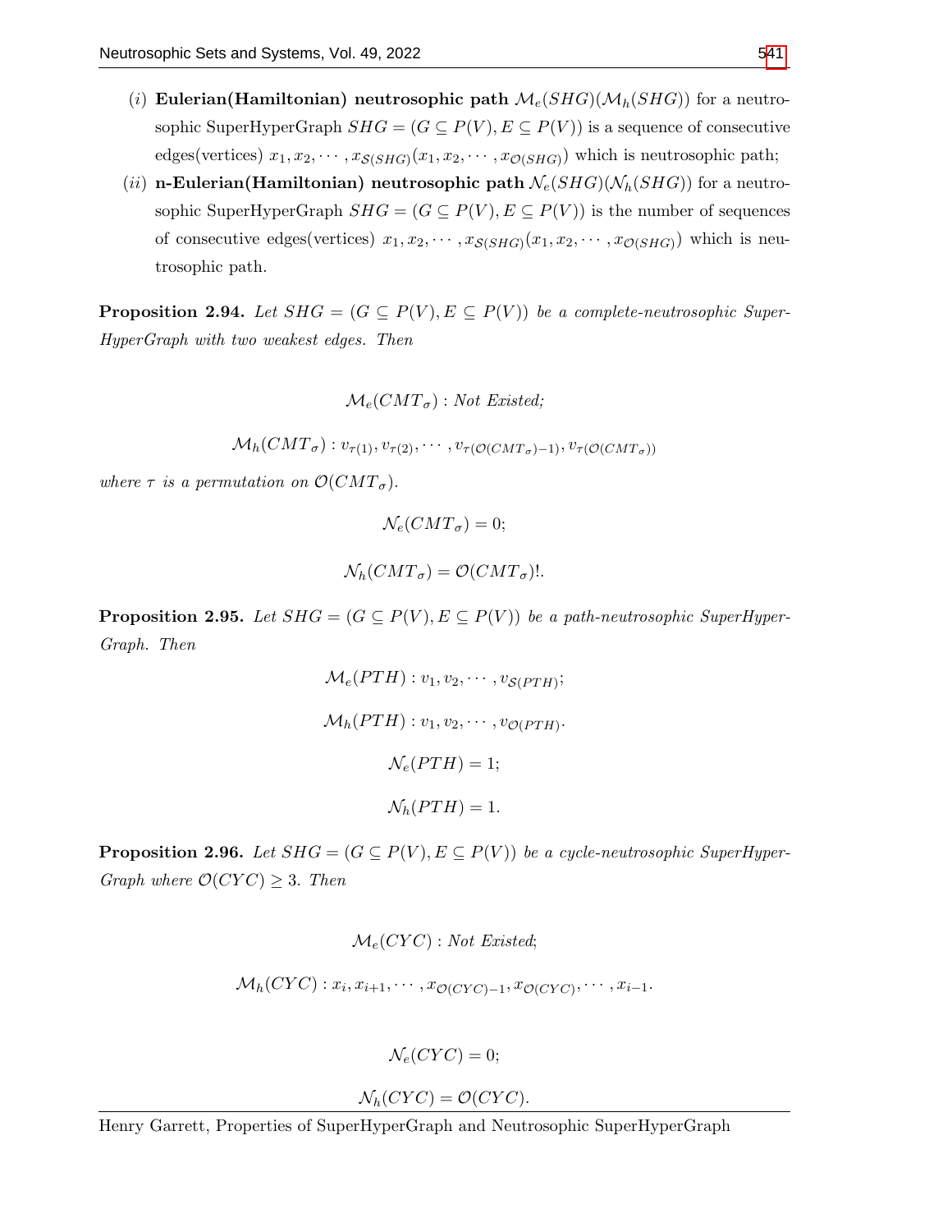(*i*) **Eulerian(Hamiltonian) neutrosophic path** $\mathcal{M}_e(SHG)(\mathcal{M}_h(SHG))$ for a neutrosophic SuperHyperGraph $SHG = (G \subseteq P(V), E \subseteq P(V))$ is a sequence of consecutive edges(vertices) $x_1, x_2, \cdots, x_{\mathcal{S}(SHG)}(x_1, x_2, \cdots, x_{\mathcal{O}(SHG)})$ which is neutrosophic path;

(*ii*) **n-Eulerian(Hamiltonian) neutrosophic path** $\mathcal{N}_e(SHG)(\mathcal{N}_h(SHG))$ for a neutrosophic SuperHyperGraph $SHG = (G \subseteq P(V), E \subseteq P(V))$ is the number of sequences of consecutive edges(vertices) $x_1, x_2, \cdots, x_{\mathcal{S}(SHG)}(x_1, x_2, \cdots, x_{\mathcal{O}(SHG)})$ which is neutrosophic path.

**Proposition 2.94.** *Let $SHG = (G \subseteq P(V), E \subseteq P(V))$ be a complete-neutrosophic SuperHyperGraph with two weakest edges. Then*

$$\mathcal{M}_e(CMT_\sigma) : \textit{Not Existed;}$$

$$\mathcal{M}_h(CMT_\sigma) : v_{\tau(1)}, v_{\tau(2)}, \cdots, v_{\tau(\mathcal{O}(CMT_\sigma)-1)}, v_{\tau(\mathcal{O}(CMT_\sigma))}$$

*where $\tau$ is a permutation on $\mathcal{O}(CMT_\sigma)$.*

$$\mathcal{N}_e(CMT_\sigma) = 0;$$

$$\mathcal{N}_h(CMT_\sigma) = \mathcal{O}(CMT_\sigma)!.$$

**Proposition 2.95.** *Let $SHG = (G \subseteq P(V), E \subseteq P(V))$ be a path-neutrosophic SuperHyperGraph. Then*

$$\mathcal{M}_e(PTH) : v_1, v_2, \cdots, v_{\mathcal{S}(PTH)};$$

$$\mathcal{M}_h(PTH) : v_1, v_2, \cdots, v_{\mathcal{O}(PTH)}.$$

$$\mathcal{N}_e(PTH) = 1;$$

$$\mathcal{N}_h(PTH) = 1.$$

**Proposition 2.96.** *Let $SHG = (G \subseteq P(V), E \subseteq P(V))$ be a cycle-neutrosophic SuperHyperGraph where $\mathcal{O}(CYC) \geq 3$. Then*

$$\mathcal{M}_e(CYC) : \textit{Not Existed};$$

$$\mathcal{M}_h(CYC) : x_i, x_{i+1}, \cdots, x_{\mathcal{O}(CYC)-1}, x_{\mathcal{O}(CYC)}, \cdots, x_{i-1}.$$

$$\mathcal{N}_e(CYC) = 0;$$

$$\mathcal{N}_h(CYC) = \mathcal{O}(CYC).$$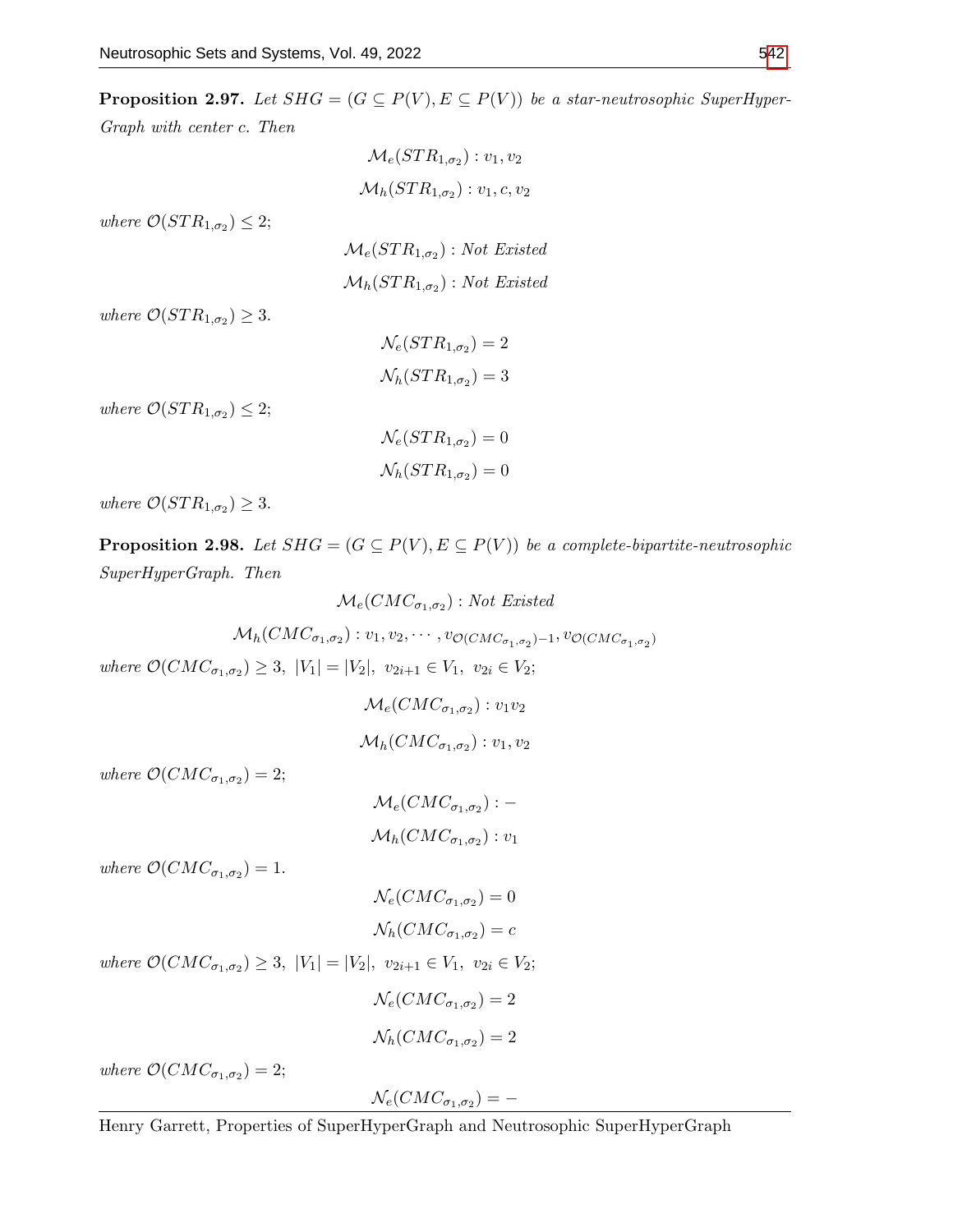**Proposition 2.97.** *Let $SHG = (G \subseteq P(V), E \subseteq P(V))$ be a star-neutrosophic SuperHyperGraph with center $c$. Then*

$$\mathcal{M}_e(STR_{1,\sigma_2}) : v_1, v_2$$

$$\mathcal{M}_h(STR_{1,\sigma_2}) : v_1, c, v_2$$

*where* $\mathcal{O}(STR_{1,\sigma_2}) \leq 2$;

$$\mathcal{M}_e(STR_{1,\sigma_2}) : \textit{Not Existed}$$

$$\mathcal{M}_h(STR_{1,\sigma_2}) : \textit{Not Existed}$$

*where* $\mathcal{O}(STR_{1,\sigma_2}) \geq 3$.

$$\mathcal{N}_e(STR_{1,\sigma_2}) = 2$$

$$\mathcal{N}_h(STR_{1,\sigma_2}) = 3$$

*where* $\mathcal{O}(STR_{1,\sigma_2}) \leq 2$;

$$\mathcal{N}_e(STR_{1,\sigma_2}) = 0$$

$$\mathcal{N}_h(STR_{1,\sigma_2}) = 0$$

*where* $\mathcal{O}(STR_{1,\sigma_2}) \geq 3$.

**Proposition 2.98.** *Let $SHG = (G \subseteq P(V), E \subseteq P(V))$ be a complete-bipartite-neutrosophic SuperHyperGraph. Then*

$$\mathcal{M}_e(CMC_{\sigma_1,\sigma_2}) : \textit{Not Existed}$$

$$\mathcal{M}_h(CMC_{\sigma_1,\sigma_2}) : v_1, v_2, \cdots, v_{\mathcal{O}(CMC_{\sigma_1,\sigma_2})-1}, v_{\mathcal{O}(CMC_{\sigma_1,\sigma_2})}$$

*where* $\mathcal{O}(CMC_{\sigma_1,\sigma_2}) \geq 3,\ |V_1| = |V_2|,\ v_{2i+1} \in V_1,\ v_{2i} \in V_2$;

$$\mathcal{M}_e(CMC_{\sigma_1,\sigma_2}) : v_1 v_2$$

$$\mathcal{M}_h(CMC_{\sigma_1,\sigma_2}) : v_1, v_2$$

*where* $\mathcal{O}(CMC_{\sigma_1,\sigma_2}) = 2$;

$$\mathcal{M}_e(CMC_{\sigma_1,\sigma_2}) : -$$

$$\mathcal{M}_h(CMC_{\sigma_1,\sigma_2}) : v_1$$

*where* $\mathcal{O}(CMC_{\sigma_1,\sigma_2}) = 1$.

$$\mathcal{N}_e(CMC_{\sigma_1,\sigma_2}) = 0$$

$$\mathcal{N}_h(CMC_{\sigma_1,\sigma_2}) = c$$

*where* $\mathcal{O}(CMC_{\sigma_1,\sigma_2}) \geq 3,\ |V_1| = |V_2|,\ v_{2i+1} \in V_1,\ v_{2i} \in V_2$;

$$\mathcal{N}_e(CMC_{\sigma_1,\sigma_2}) = 2$$

$$\mathcal{N}_h(CMC_{\sigma_1,\sigma_2}) = 2$$

*where* $\mathcal{O}(CMC_{\sigma_1,\sigma_2}) = 2$;

$$\mathcal{N}_e(CMC_{\sigma_1,\sigma_2}) = -$$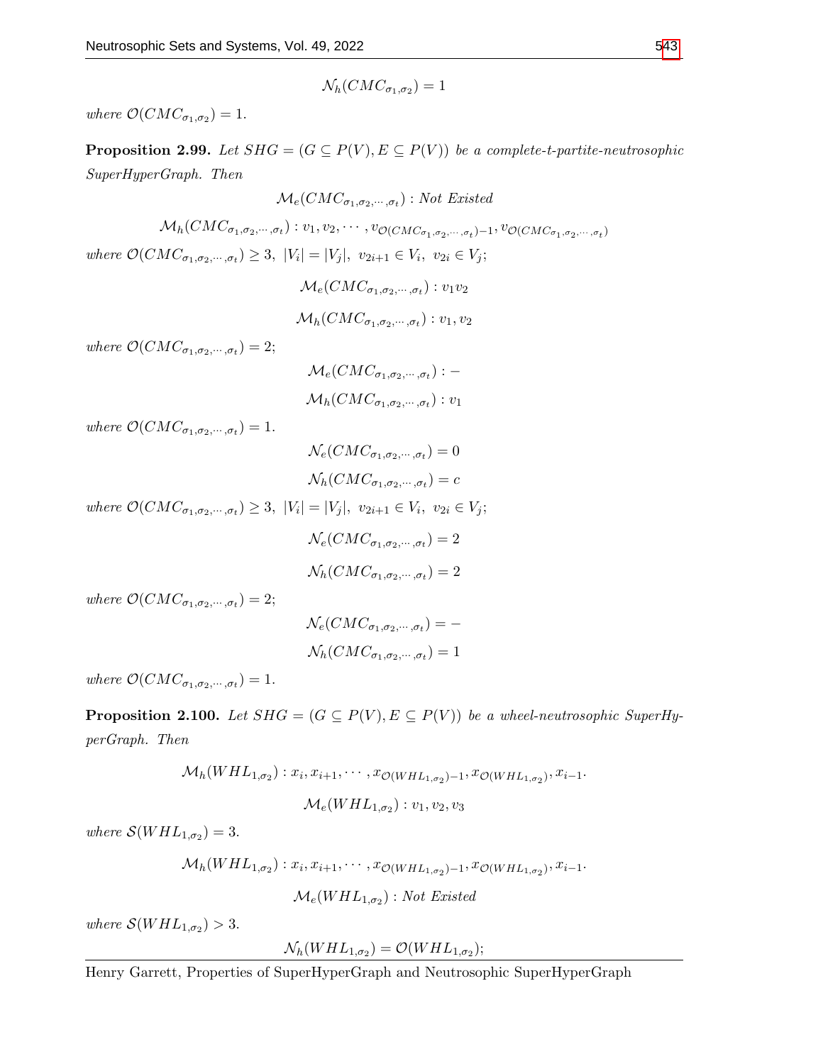$$\mathcal{N}_h(CMC_{\sigma_1,\sigma_2}) = 1$$

*where* $\mathcal{O}(CMC_{\sigma_1,\sigma_2}) = 1.$

**Proposition 2.99.** *Let* $SHG = (G \subseteq P(V), E \subseteq P(V))$ *be a complete-t-partite-neutrosophic SuperHyperGraph. Then*

$$\mathcal{M}_e(CMC_{\sigma_1,\sigma_2,\cdots,\sigma_t}) : \textit{Not Existed}$$

$$\mathcal{M}_h(CMC_{\sigma_1,\sigma_2,\cdots,\sigma_t}) : v_1, v_2, \cdots, v_{\mathcal{O}(CMC_{\sigma_1,\sigma_2,\cdots,\sigma_t})-1}, v_{\mathcal{O}(CMC_{\sigma_1,\sigma_2,\cdots,\sigma_t})}$$

*where* $\mathcal{O}(CMC_{\sigma_1,\sigma_2,\cdots,\sigma_t}) \geq 3,\ |V_i| = |V_j|,\ v_{2i+1} \in V_i,\ v_{2i} \in V_j;$

$$\mathcal{M}_e(CMC_{\sigma_1,\sigma_2,\cdots,\sigma_t}) : v_1 v_2$$

$$\mathcal{M}_h(CMC_{\sigma_1,\sigma_2,\cdots,\sigma_t}) : v_1, v_2$$

*where* $\mathcal{O}(CMC_{\sigma_1,\sigma_2,\cdots,\sigma_t}) = 2;$

$$\mathcal{M}_e(CMC_{\sigma_1,\sigma_2,\cdots,\sigma_t}) : -$$

$$\mathcal{M}_h(CMC_{\sigma_1,\sigma_2,\cdots,\sigma_t}) : v_1$$

*where* $\mathcal{O}(CMC_{\sigma_1,\sigma_2,\cdots,\sigma_t}) = 1.$

$$\mathcal{N}_e(CMC_{\sigma_1,\sigma_2,\cdots,\sigma_t}) = 0$$

$$\mathcal{N}_h(CMC_{\sigma_1,\sigma_2,\cdots,\sigma_t}) = c$$

*where* $\mathcal{O}(CMC_{\sigma_1,\sigma_2,\cdots,\sigma_t}) \geq 3,\ |V_i| = |V_j|,\ v_{2i+1} \in V_i,\ v_{2i} \in V_j;$

$$\mathcal{N}_e(CMC_{\sigma_1,\sigma_2,\cdots,\sigma_t}) = 2$$

$$\mathcal{N}_h(CMC_{\sigma_1,\sigma_2,\cdots,\sigma_t}) = 2$$

*where* $\mathcal{O}(CMC_{\sigma_1,\sigma_2,\cdots,\sigma_t}) = 2;$

$$\mathcal{N}_e(CMC_{\sigma_1,\sigma_2,\cdots,\sigma_t}) = -$$

$$\mathcal{N}_h(CMC_{\sigma_1,\sigma_2,\cdots,\sigma_t}) = 1$$

*where* $\mathcal{O}(CMC_{\sigma_1,\sigma_2,\cdots,\sigma_t}) = 1.$

**Proposition 2.100.** *Let* $SHG = (G \subseteq P(V), E \subseteq P(V))$ *be a wheel-neutrosophic SuperHyperGraph. Then*

$$\mathcal{M}_h(WHL_{1,\sigma_2}) : x_i, x_{i+1}, \cdots, x_{\mathcal{O}(WHL_{1,\sigma_2})-1}, x_{\mathcal{O}(WHL_{1,\sigma_2})}, x_{i-1}.$$

$$\mathcal{M}_e(WHL_{1,\sigma_2}) : v_1, v_2, v_3$$

*where* $\mathcal{S}(WHL_{1,\sigma_2}) = 3.$

$$\mathcal{M}_h(WHL_{1,\sigma_2}) : x_i, x_{i+1}, \cdots, x_{\mathcal{O}(WHL_{1,\sigma_2})-1}, x_{\mathcal{O}(WHL_{1,\sigma_2})}, x_{i-1}.$$

$$\mathcal{M}_e(WHL_{1,\sigma_2}) : \textit{Not Existed}$$

*where* $\mathcal{S}(WHL_{1,\sigma_2}) > 3.$

$$\mathcal{N}_h(WHL_{1,\sigma_2}) = \mathcal{O}(WHL_{1,\sigma_2});$$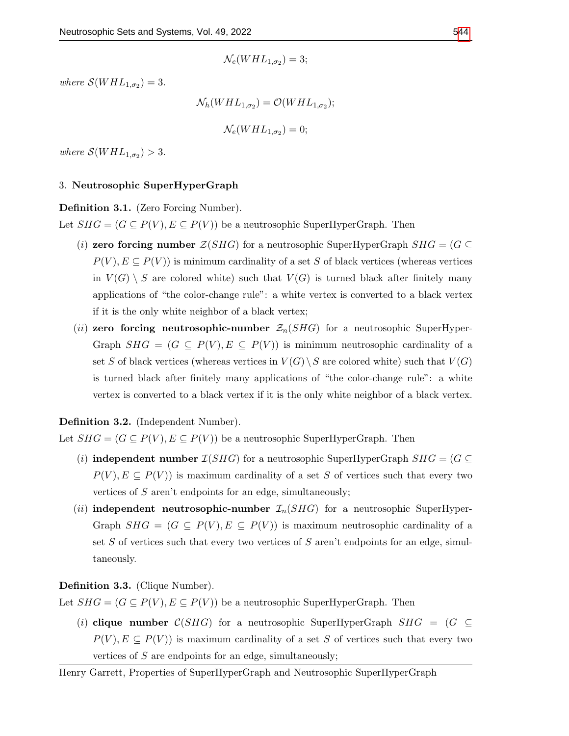$$\mathcal{N}_e(WHL_{1,\sigma_2}) = 3;$$

*where* $\mathcal{S}(WHL_{1,\sigma_2}) = 3.$

$$\mathcal{N}_h(WHL_{1,\sigma_2}) = \mathcal{O}(WHL_{1,\sigma_2});$$

$$\mathcal{N}_e(WHL_{1,\sigma_2}) = 0;$$

*where* $\mathcal{S}(WHL_{1,\sigma_2}) > 3.$

## 3. Neutrosophic SuperHyperGraph

**Definition 3.1.** (Zero Forcing Number).
Let $SHG = (G \subseteq P(V), E \subseteq P(V))$ be a neutrosophic SuperHyperGraph. Then

- $(i)$ **zero forcing number** $\mathcal{Z}(SHG)$ for a neutrosophic SuperHyperGraph $SHG = (G \subseteq P(V), E \subseteq P(V))$ is minimum cardinality of a set $S$ of black vertices (whereas vertices in $V(G) \setminus S$ are colored white) such that $V(G)$ is turned black after finitely many applications of "the color-change rule": a white vertex is converted to a black vertex if it is the only white neighbor of a black vertex;
- $(ii)$ **zero forcing neutrosophic-number** $\mathcal{Z}_n(SHG)$ for a neutrosophic SuperHyperGraph $SHG = (G \subseteq P(V), E \subseteq P(V))$ is minimum neutrosophic cardinality of a set $S$ of black vertices (whereas vertices in $V(G) \setminus S$ are colored white) such that $V(G)$ is turned black after finitely many applications of "the color-change rule": a white vertex is converted to a black vertex if it is the only white neighbor of a black vertex.

**Definition 3.2.** (Independent Number).
Let $SHG = (G \subseteq P(V), E \subseteq P(V))$ be a neutrosophic SuperHyperGraph. Then

- $(i)$ **independent number** $\mathcal{I}(SHG)$ for a neutrosophic SuperHyperGraph $SHG = (G \subseteq P(V), E \subseteq P(V))$ is maximum cardinality of a set $S$ of vertices such that every two vertices of $S$ aren't endpoints for an edge, simultaneously;
- $(ii)$ **independent neutrosophic-number** $\mathcal{I}_n(SHG)$ for a neutrosophic SuperHyperGraph $SHG = (G \subseteq P(V), E \subseteq P(V))$ is maximum neutrosophic cardinality of a set $S$ of vertices such that every two vertices of $S$ aren't endpoints for an edge, simultaneously.

**Definition 3.3.** (Clique Number).
Let $SHG = (G \subseteq P(V), E \subseteq P(V))$ be a neutrosophic SuperHyperGraph. Then

- $(i)$ **clique number** $\mathcal{C}(SHG)$ for a neutrosophic SuperHyperGraph $SHG = (G \subseteq P(V), E \subseteq P(V))$ is maximum cardinality of a set $S$ of vertices such that every two vertices of $S$ are endpoints for an edge, simultaneously;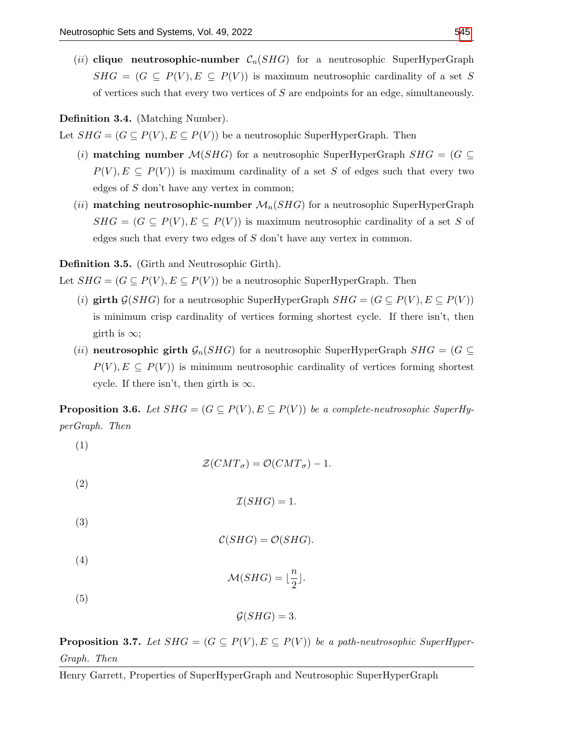(*ii*) **clique neutrosophic-number** $\mathcal{C}_n(SHG)$ for a neutrosophic SuperHyperGraph $SHG = (G \subseteq P(V), E \subseteq P(V))$ is maximum neutrosophic cardinality of a set $S$ of vertices such that every two vertices of $S$ are endpoints for an edge, simultaneously.

**Definition 3.4.** (Matching Number).
Let $SHG = (G \subseteq P(V), E \subseteq P(V))$ be a neutrosophic SuperHyperGraph. Then

(*i*) **matching number** $\mathcal{M}(SHG)$ for a neutrosophic SuperHyperGraph $SHG = (G \subseteq P(V), E \subseteq P(V))$ is maximum cardinality of a set $S$ of edges such that every two edges of $S$ don't have any vertex in common;

(*ii*) **matching neutrosophic-number** $\mathcal{M}_n(SHG)$ for a neutrosophic SuperHyperGraph $SHG = (G \subseteq P(V), E \subseteq P(V))$ is maximum neutrosophic cardinality of a set $S$ of edges such that every two edges of $S$ don't have any vertex in common.

**Definition 3.5.** (Girth and Neutrosophic Girth).
Let $SHG = (G \subseteq P(V), E \subseteq P(V))$ be a neutrosophic SuperHyperGraph. Then

(*i*) **girth** $\mathcal{G}(SHG)$ for a neutrosophic SuperHyperGraph $SHG = (G \subseteq P(V), E \subseteq P(V))$ is minimum crisp cardinality of vertices forming shortest cycle. If there isn't, then girth is $\infty$;

(*ii*) **neutrosophic girth** $\mathcal{G}_n(SHG)$ for a neutrosophic SuperHyperGraph $SHG = (G \subseteq P(V), E \subseteq P(V))$ is minimum neutrosophic cardinality of vertices forming shortest cycle. If there isn't, then girth is $\infty$.

**Proposition 3.6.** *Let $SHG = (G \subseteq P(V), E \subseteq P(V))$ be a complete-neutrosophic SuperHyperGraph. Then*

(1)
$$\mathcal{Z}(CMT_\sigma) = \mathcal{O}(CMT_\sigma) - 1.$$

(2)
$$\mathcal{I}(SHG) = 1.$$

(3)
$$\mathcal{C}(SHG) = \mathcal{O}(SHG).$$

(4)
$$\mathcal{M}(SHG) = \lfloor \frac{n}{2} \rfloor.$$

(5)
$$\mathcal{G}(SHG) = 3.$$

**Proposition 3.7.** *Let $SHG = (G \subseteq P(V), E \subseteq P(V))$ be a path-neutrosophic SuperHyperGraph. Then*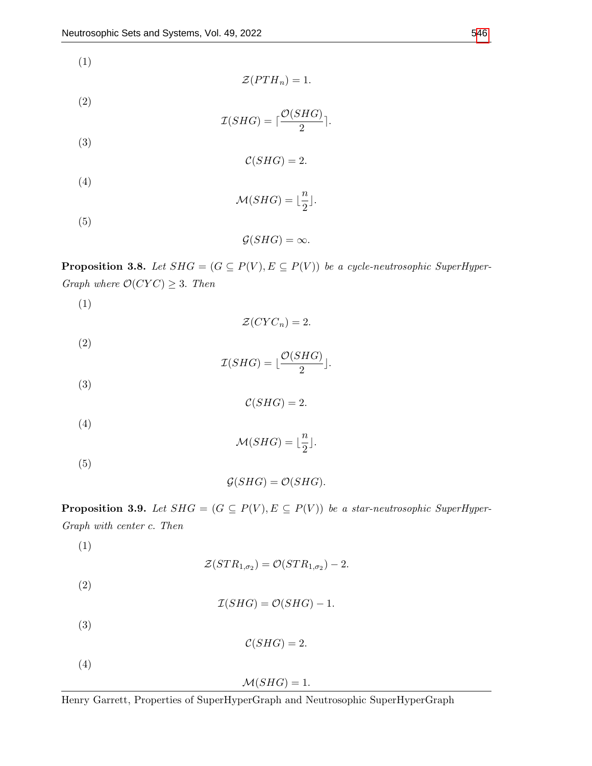(1)

$$\mathcal{Z}(PTH_n) = 1.$$

(2)

$$\mathcal{I}(SHG) = \lceil \frac{\mathcal{O}(SHG)}{2} \rceil.$$

(3)

$$\mathcal{C}(SHG) = 2.$$

(4)

$$\mathcal{M}(SHG) = \lfloor \frac{n}{2} \rfloor.$$

(5)

$$\mathcal{G}(SHG) = \infty.$$

**Proposition 3.8.** *Let $SHG = (G \subseteq P(V), E \subseteq P(V))$ be a cycle-neutrosophic SuperHyper-Graph where $\mathcal{O}(CYC) \geq 3$. Then*

(1)

$$\mathcal{Z}(CYC_n) = 2.$$

(2)

$$\mathcal{I}(SHG) = \lfloor \frac{\mathcal{O}(SHG)}{2} \rfloor.$$

(3)

$$\mathcal{C}(SHG) = 2.$$

(4)

$$\mathcal{M}(SHG) = \lfloor \frac{n}{2} \rfloor.$$

(5)

$$\mathcal{G}(SHG) = \mathcal{O}(SHG).$$

**Proposition 3.9.** *Let $SHG = (G \subseteq P(V), E \subseteq P(V))$ be a star-neutrosophic SuperHyper-Graph with center $c$. Then*

(1)

$$\mathcal{Z}(STR_{1,\sigma_2}) = \mathcal{O}(STR_{1,\sigma_2}) - 2.$$

(2)

$$\mathcal{I}(SHG) = \mathcal{O}(SHG) - 1.$$

(3)

$$\mathcal{C}(SHG) = 2.$$

(4)

$$\mathcal{M}(SHG) = 1.$$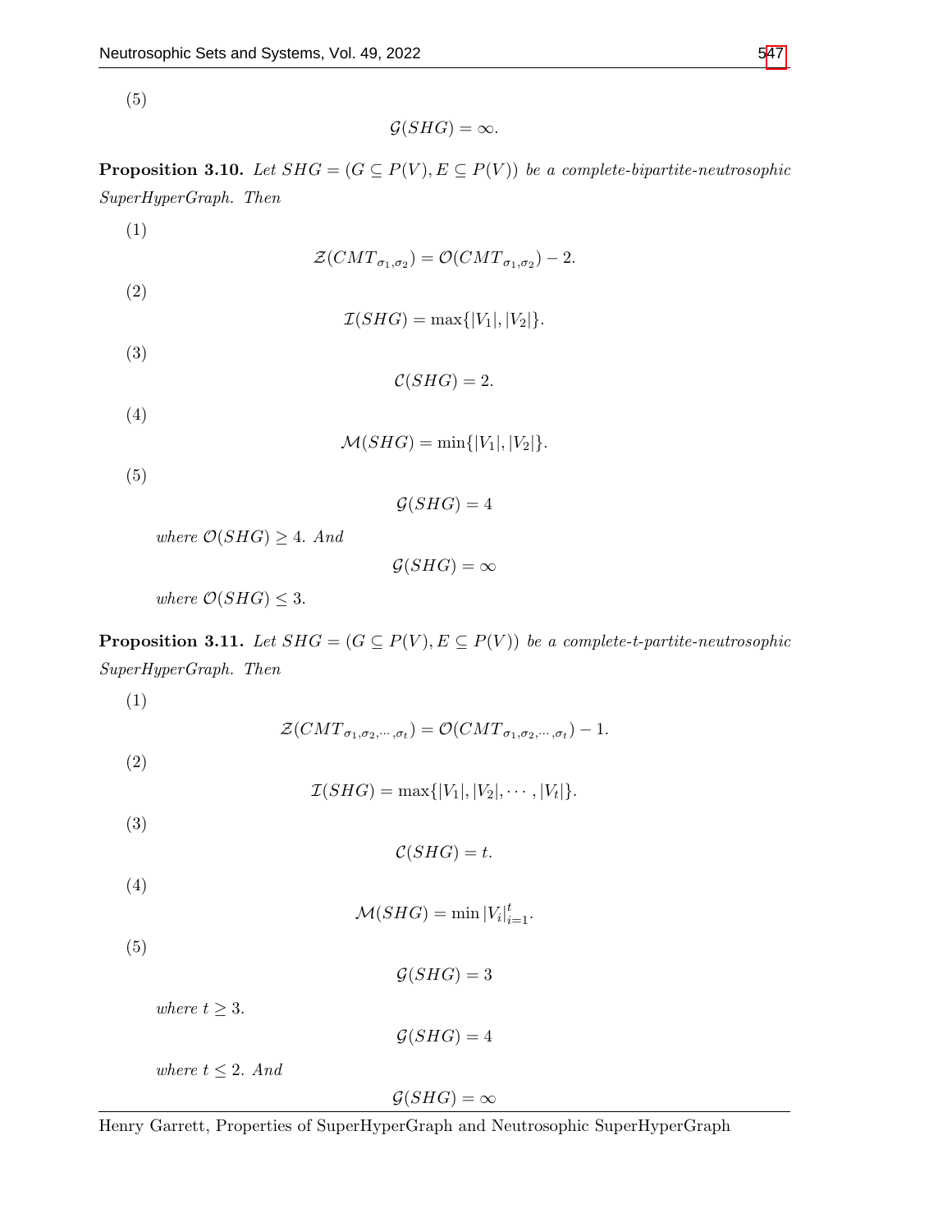(5)

$$\mathcal{G}(SHG) = \infty.$$

**Proposition 3.10.** *Let $SHG = (G \subseteq P(V), E \subseteq P(V))$ be a complete-bipartite-neutrosophic SuperHyperGraph. Then*

(1)

$$\mathcal{Z}(CMT_{\sigma_1,\sigma_2}) = \mathcal{O}(CMT_{\sigma_1,\sigma_2}) - 2.$$

(2)

$$\mathcal{I}(SHG) = \max\{|V_1|, |V_2|\}.$$

(3)

$$\mathcal{C}(SHG) = 2.$$

(4)

$$\mathcal{M}(SHG) = \min\{|V_1|, |V_2|\}.$$

(5)

$$\mathcal{G}(SHG) = 4$$

*where $\mathcal{O}(SHG) \geq 4$. And*

$$\mathcal{G}(SHG) = \infty$$

*where $\mathcal{O}(SHG) \leq 3$.*

**Proposition 3.11.** *Let $SHG = (G \subseteq P(V), E \subseteq P(V))$ be a complete-t-partite-neutrosophic SuperHyperGraph. Then*

(1)

$$\mathcal{Z}(CMT_{\sigma_1,\sigma_2,\cdots,\sigma_t}) = \mathcal{O}(CMT_{\sigma_1,\sigma_2,\cdots,\sigma_t}) - 1.$$

(2)

$$\mathcal{I}(SHG) = \max\{|V_1|, |V_2|, \cdots, |V_t|\}.$$

(3)

$$\mathcal{C}(SHG) = t.$$

(4)

$$\mathcal{M}(SHG) = \min |V_i|_{i=1}^{t}.$$

(5)

$$\mathcal{G}(SHG) = 3$$

*where $t \geq 3$.*

$$\mathcal{G}(SHG) = 4$$

*where $t \leq 2$. And*

$$\mathcal{G}(SHG) = \infty$$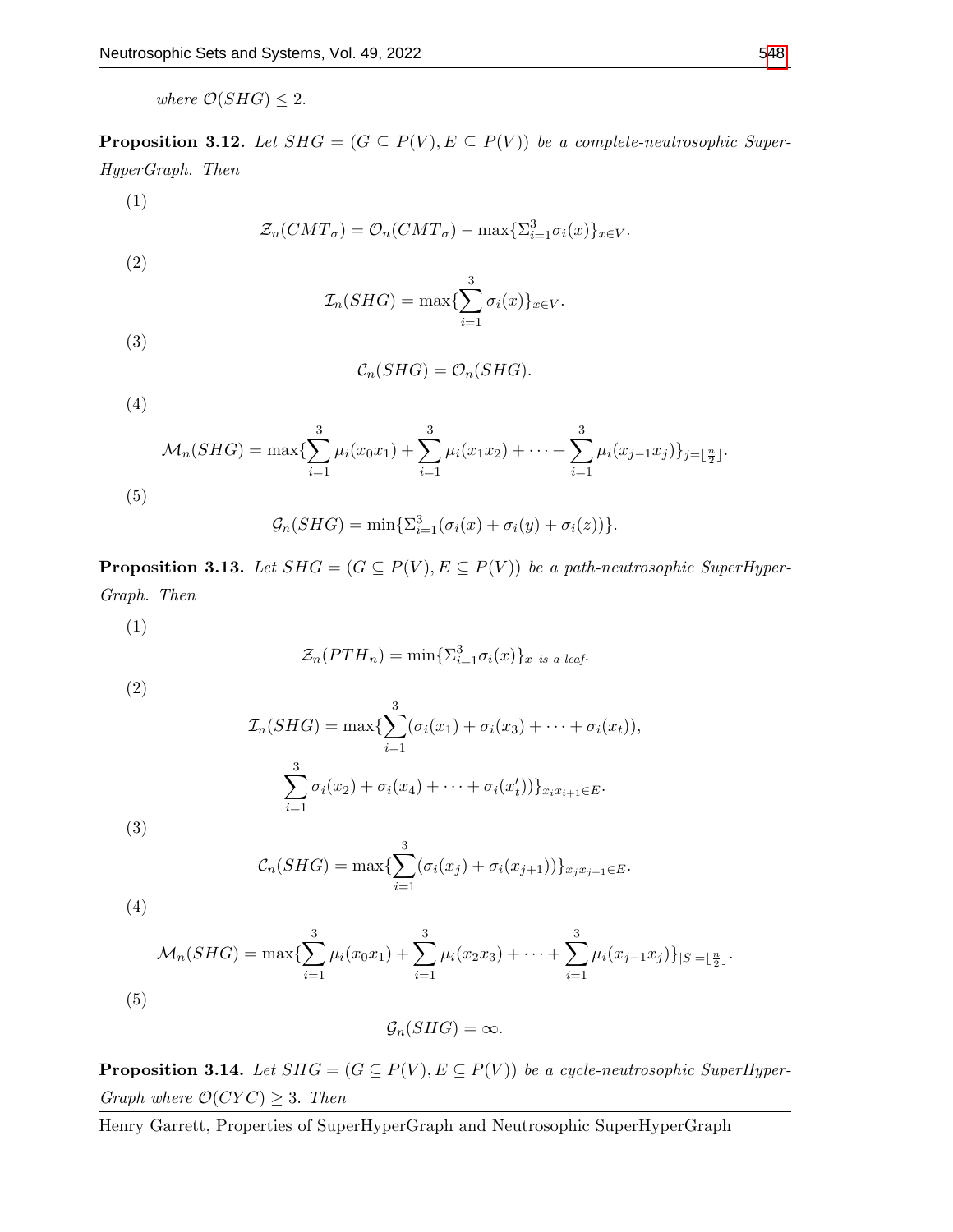*where* $\mathcal{O}(SHG) \leq 2$.

**Proposition 3.12.** *Let* $SHG = (G \subseteq P(V), E \subseteq P(V))$ *be a complete-neutrosophic SuperHyperGraph. Then*

(1)

$$\mathcal{Z}_n(CMT_\sigma) = \mathcal{O}_n(CMT_\sigma) - \max\{\Sigma_{i=1}^{3}\sigma_i(x)\}_{x \in V}.$$

(2)

$$\mathcal{I}_n(SHG) = \max\{\sum_{i=1}^{3}\sigma_i(x)\}_{x \in V}.$$

(3)

$$\mathcal{C}_n(SHG) = \mathcal{O}_n(SHG).$$

(4)

$$\mathcal{M}_n(SHG) = \max\{\sum_{i=1}^{3}\mu_i(x_0x_1) + \sum_{i=1}^{3}\mu_i(x_1x_2) + \cdots + \sum_{i=1}^{3}\mu_i(x_{j-1}x_j)\}_{j=\lfloor \frac{n}{2} \rfloor}.$$

(5)

$$\mathcal{G}_n(SHG) = \min\{\Sigma_{i=1}^{3}(\sigma_i(x) + \sigma_i(y) + \sigma_i(z))\}.$$

**Proposition 3.13.** *Let* $SHG = (G \subseteq P(V), E \subseteq P(V))$ *be a path-neutrosophic SuperHyperGraph. Then*

(1)

$$\mathcal{Z}_n(PTH_n) = \min\{\Sigma_{i=1}^{3}\sigma_i(x)\}_{x \text{ is a leaf}}.$$

(2)

$$\mathcal{I}_n(SHG) = \max\{\sum_{i=1}^{3}(\sigma_i(x_1) + \sigma_i(x_3) + \cdots + \sigma_i(x_t)),$$

$$\sum_{i=1}^{3}\sigma_i(x_2) + \sigma_i(x_4) + \cdots + \sigma_i(x_t'))\}_{x_i x_{i+1} \in E}.$$

(3)

$$\mathcal{C}_n(SHG) = \max\{\sum_{i=1}^{3}(\sigma_i(x_j) + \sigma_i(x_{j+1}))\}_{x_j x_{j+1} \in E}.$$

(4)

$$\mathcal{M}_n(SHG) = \max\{\sum_{i=1}^{3}\mu_i(x_0x_1) + \sum_{i=1}^{3}\mu_i(x_2x_3) + \cdots + \sum_{i=1}^{3}\mu_i(x_{j-1}x_j)\}_{|S|=\lfloor \frac{n}{2} \rfloor}.$$

(5)

$$\mathcal{G}_n(SHG) = \infty.$$

**Proposition 3.14.** *Let* $SHG = (G \subseteq P(V), E \subseteq P(V))$ *be a cycle-neutrosophic SuperHyperGraph where* $\mathcal{O}(CYC) \geq 3$. *Then*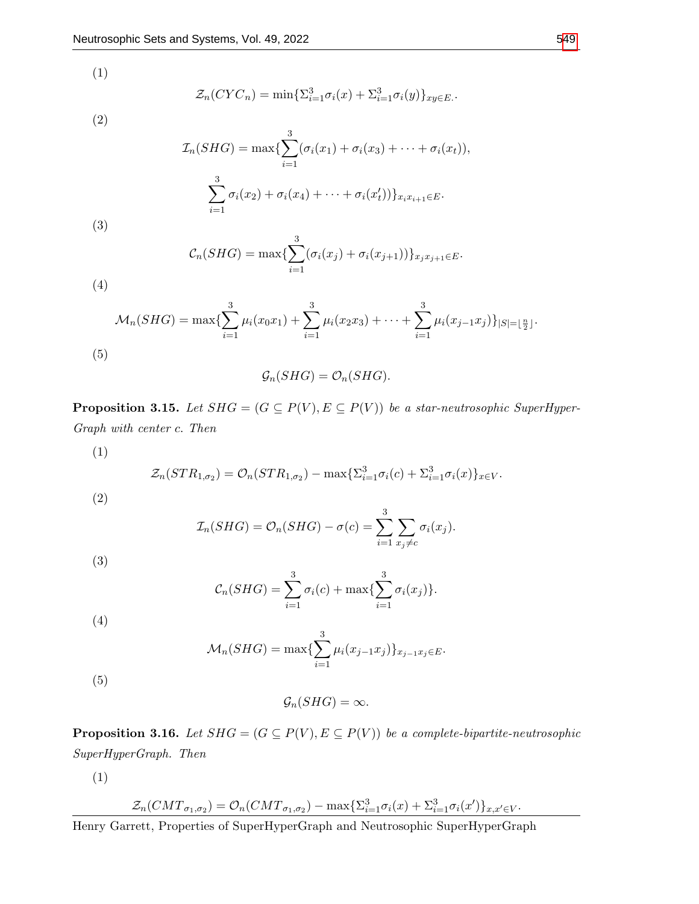(1)

$$\mathcal{Z}_n(CYC_n) = \min\{\Sigma_{i=1}^{3}\sigma_i(x) + \Sigma_{i=1}^{3}\sigma_i(y)\}_{xy\in E.}.$$

(2)

$$\mathcal{I}_n(SHG) = \max\{\sum_{i=1}^{3}(\sigma_i(x_1) + \sigma_i(x_3) + \cdots + \sigma_i(x_t)),$$

$$\sum_{i=1}^{3}\sigma_i(x_2) + \sigma_i(x_4) + \cdots + \sigma_i(x_t'))\}_{x_i x_{i+1}\in E}.$$

(3)

$$\mathcal{C}_n(SHG) = \max\{\sum_{i=1}^{3}(\sigma_i(x_j) + \sigma_i(x_{j+1}))\}_{x_j x_{j+1}\in E}.$$

(4)

$$\mathcal{M}_n(SHG) = \max\{\sum_{i=1}^{3}\mu_i(x_0x_1) + \sum_{i=1}^{3}\mu_i(x_2x_3) + \cdots + \sum_{i=1}^{3}\mu_i(x_{j-1}x_j)\}_{|S|=\lfloor\frac{n}{2}\rfloor}.$$

(5)

$$\mathcal{G}_n(SHG) = \mathcal{O}_n(SHG).$$

**Proposition 3.15.** *Let $SHG = (G \subseteq P(V), E \subseteq P(V))$ be a star-neutrosophic SuperHyperGraph with center c. Then*

(1)

$$\mathcal{Z}_n(STR_{1,\sigma_2}) = \mathcal{O}_n(STR_{1,\sigma_2}) - \max\{\Sigma_{i=1}^{3}\sigma_i(c) + \Sigma_{i=1}^{3}\sigma_i(x)\}_{x\in V}.$$

(2)

$$\mathcal{I}_n(SHG) = \mathcal{O}_n(SHG) - \sigma(c) = \sum_{i=1}^{3}\sum_{x_j\neq c}\sigma_i(x_j).$$

(3)

$$\mathcal{C}_n(SHG) = \sum_{i=1}^{3}\sigma_i(c) + \max\{\sum_{i=1}^{3}\sigma_i(x_j)\}.$$

(4)

$$\mathcal{M}_n(SHG) = \max\{\sum_{i=1}^{3}\mu_i(x_{j-1}x_j)\}_{x_{j-1}x_j\in E}.$$

(5)

$$\mathcal{G}_n(SHG) = \infty.$$

**Proposition 3.16.** *Let $SHG = (G \subseteq P(V), E \subseteq P(V))$ be a complete-bipartite-neutrosophic SuperHyperGraph. Then*

(1)

$$\mathcal{Z}_n(CMT_{\sigma_1,\sigma_2}) = \mathcal{O}_n(CMT_{\sigma_1,\sigma_2}) - \max\{\Sigma_{i=1}^{3}\sigma_i(x) + \Sigma_{i=1}^{3}\sigma_i(x')\}_{x,x'\in V}.$$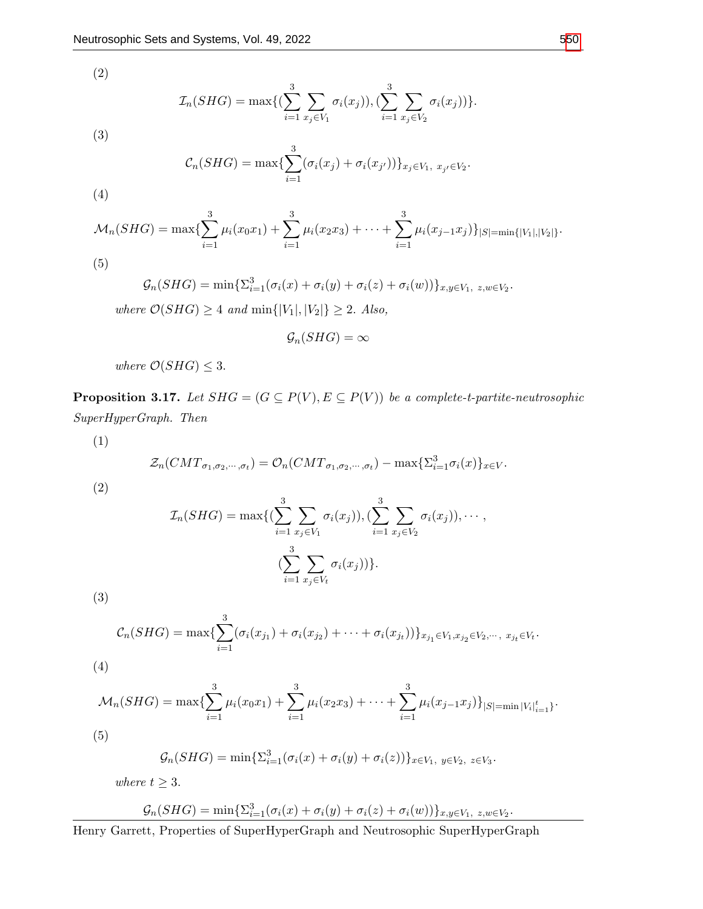(2)

$$\mathcal{I}_n(SHG) = \max\{(\sum_{i=1}^{3}\sum_{x_j\in V_1}\sigma_i(x_j)), (\sum_{i=1}^{3}\sum_{x_j\in V_2}\sigma_i(x_j))\}.$$

(3)

$$\mathcal{C}_n(SHG) = \max\{\sum_{i=1}^{3}(\sigma_i(x_j) + \sigma_i(x_{j'}))\}_{x_j\in V_1,\ x_{j'}\in V_2}.$$

(4)

$$\mathcal{M}_n(SHG) = \max\{\sum_{i=1}^{3}\mu_i(x_0x_1) + \sum_{i=1}^{3}\mu_i(x_2x_3) + \cdots + \sum_{i=1}^{3}\mu_i(x_{j-1}x_j)\}_{|S|=\min\{|V_1|,|V_2|\}}.$$

(5)

$$\mathcal{G}_n(SHG) = \min\{\Sigma_{i=1}^{3}(\sigma_i(x) + \sigma_i(y) + \sigma_i(z) + \sigma_i(w))\}_{x,y\in V_1,\ z,w\in V_2}.$$

*where* $\mathcal{O}(SHG) \geq 4$ *and* $\min\{|V_1|, |V_2|\} \geq 2$. *Also,*

$$\mathcal{G}_n(SHG) = \infty$$

*where* $\mathcal{O}(SHG) \leq 3$.

**Proposition 3.17.** *Let* $SHG = (G \subseteq P(V), E \subseteq P(V))$ *be a complete-t-partite-neutrosophic SuperHyperGraph. Then*

(1)

$$\mathcal{Z}_n(CMT_{\sigma_1,\sigma_2,\cdots,\sigma_t}) = \mathcal{O}_n(CMT_{\sigma_1,\sigma_2,\cdots,\sigma_t}) - \max\{\Sigma_{i=1}^{3}\sigma_i(x)\}_{x\in V}.$$

(2)

$$\mathcal{I}_n(SHG) = \max\{(\sum_{i=1}^{3}\sum_{x_j\in V_1}\sigma_i(x_j)), (\sum_{i=1}^{3}\sum_{x_j\in V_2}\sigma_i(x_j)), \cdots, (\sum_{i=1}^{3}\sum_{x_j\in V_t}\sigma_i(x_j))\}.$$

(3)

$$\mathcal{C}_n(SHG) = \max\{\sum_{i=1}^{3}(\sigma_i(x_{j_1}) + \sigma_i(x_{j_2}) + \cdots + \sigma_i(x_{j_t}))\}_{x_{j_1}\in V_1, x_{j_2}\in V_2, \cdots,\ x_{j_t}\in V_t}.$$

(4)

$$\mathcal{M}_n(SHG) = \max\{\sum_{i=1}^{3}\mu_i(x_0x_1) + \sum_{i=1}^{3}\mu_i(x_2x_3) + \cdots + \sum_{i=1}^{3}\mu_i(x_{j-1}x_j)\}_{|S|=\min|V_i|_{i=1}^{t}\}}.$$

(5)

$$\mathcal{G}_n(SHG) = \min\{\Sigma_{i=1}^{3}(\sigma_i(x) + \sigma_i(y) + \sigma_i(z))\}_{x\in V_1,\ y\in V_2,\ z\in V_3}.$$

*where* $t \geq 3$.

$$\mathcal{G}_n(SHG) = \min\{\Sigma_{i=1}^{3}(\sigma_i(x) + \sigma_i(y) + \sigma_i(z) + \sigma_i(w))\}_{x,y\in V_1,\ z,w\in V_2}.$$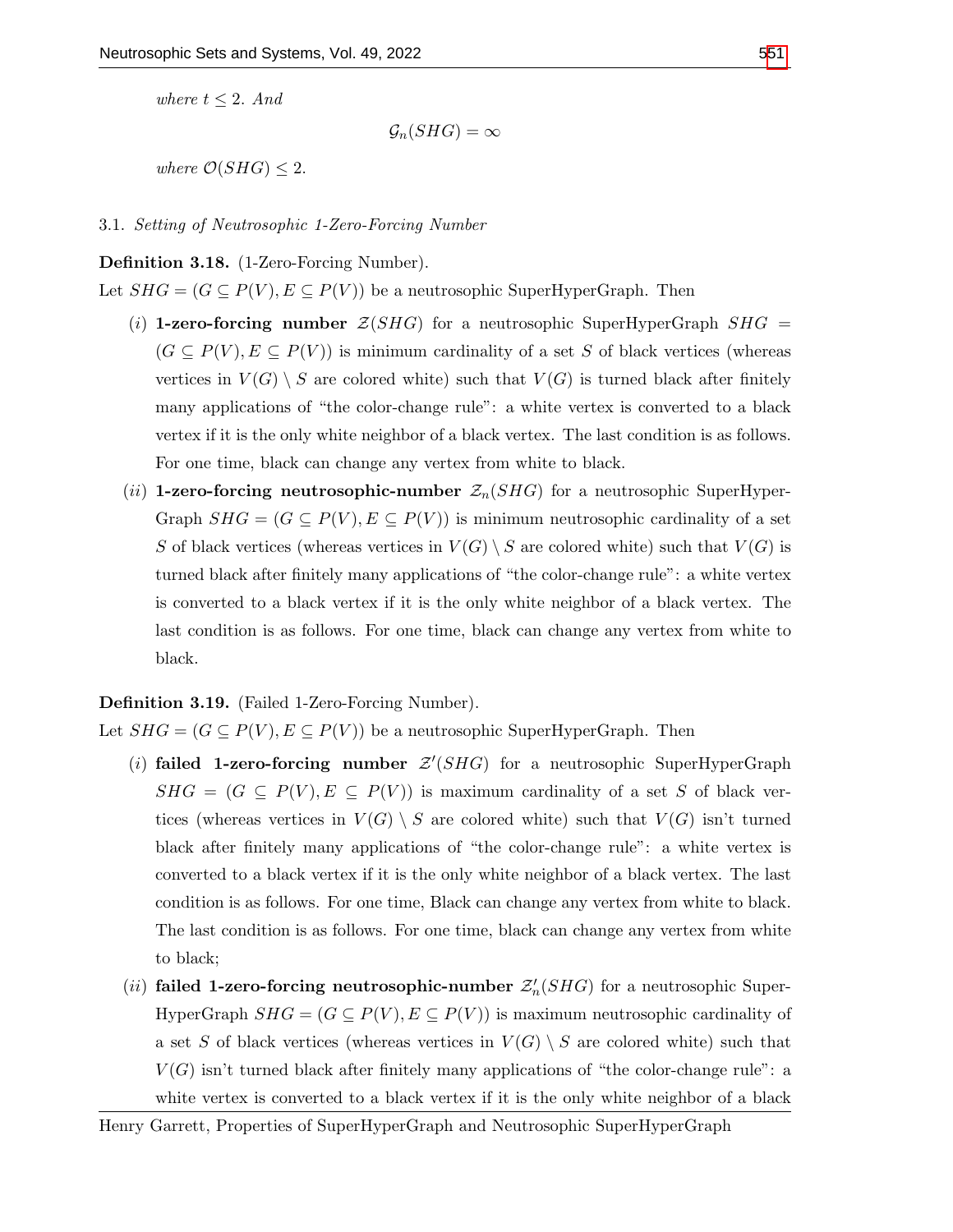*where* $t \leq 2$. *And*

$$\mathcal{G}_n(SHG) = \infty$$

*where* $\mathcal{O}(SHG) \leq 2$.

### 3.1. *Setting of Neutrosophic 1-Zero-Forcing Number*

**Definition 3.18.** (1-Zero-Forcing Number).

Let $SHG = (G \subseteq P(V), E \subseteq P(V))$ be a neutrosophic SuperHyperGraph. Then

(*i*) **1-zero-forcing number** $\mathcal{Z}(SHG)$ for a neutrosophic SuperHyperGraph $SHG = (G \subseteq P(V), E \subseteq P(V))$ is minimum cardinality of a set $S$ of black vertices (whereas vertices in $V(G) \setminus S$ are colored white) such that $V(G)$ is turned black after finitely many applications of "the color-change rule": a white vertex is converted to a black vertex if it is the only white neighbor of a black vertex. The last condition is as follows. For one time, black can change any vertex from white to black.

(*ii*) **1-zero-forcing neutrosophic-number** $\mathcal{Z}_n(SHG)$ for a neutrosophic SuperHyperGraph $SHG = (G \subseteq P(V), E \subseteq P(V))$ is minimum neutrosophic cardinality of a set $S$ of black vertices (whereas vertices in $V(G) \setminus S$ are colored white) such that $V(G)$ is turned black after finitely many applications of "the color-change rule": a white vertex is converted to a black vertex if it is the only white neighbor of a black vertex. The last condition is as follows. For one time, black can change any vertex from white to black.

**Definition 3.19.** (Failed 1-Zero-Forcing Number).

Let $SHG = (G \subseteq P(V), E \subseteq P(V))$ be a neutrosophic SuperHyperGraph. Then

(*i*) **failed 1-zero-forcing number** $\mathcal{Z}'(SHG)$ for a neutrosophic SuperHyperGraph $SHG = (G \subseteq P(V), E \subseteq P(V))$ is maximum cardinality of a set $S$ of black vertices (whereas vertices in $V(G) \setminus S$ are colored white) such that $V(G)$ isn't turned black after finitely many applications of "the color-change rule": a white vertex is converted to a black vertex if it is the only white neighbor of a black vertex. The last condition is as follows. For one time, Black can change any vertex from white to black. The last condition is as follows. For one time, black can change any vertex from white to black;

(*ii*) **failed 1-zero-forcing neutrosophic-number** $\mathcal{Z}'_n(SHG)$ for a neutrosophic SuperHyperGraph $SHG = (G \subseteq P(V), E \subseteq P(V))$ is maximum neutrosophic cardinality of a set $S$ of black vertices (whereas vertices in $V(G) \setminus S$ are colored white) such that $V(G)$ isn't turned black after finitely many applications of "the color-change rule": a white vertex is converted to a black vertex if it is the only white neighbor of a black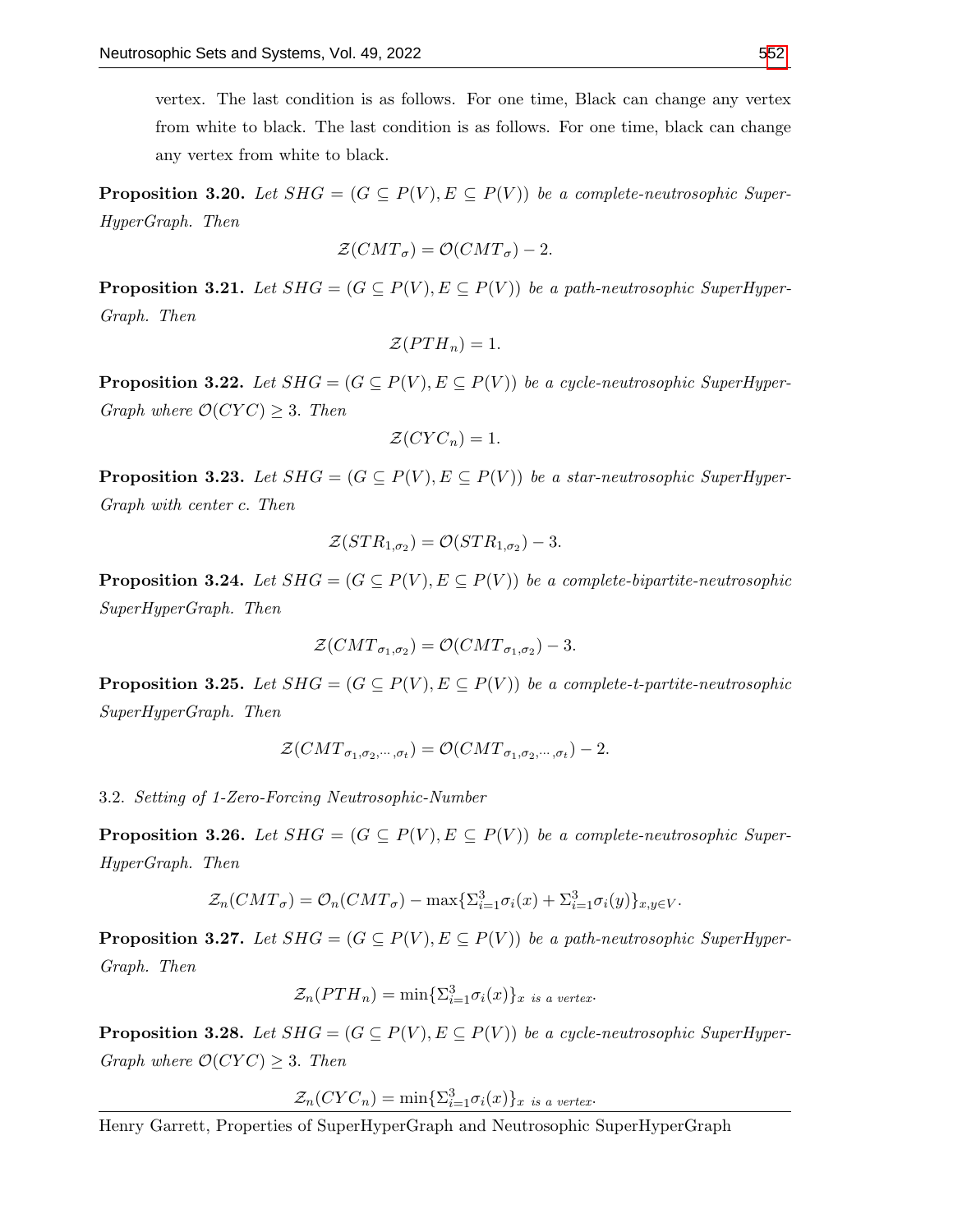vertex. The last condition is as follows. For one time, Black can change any vertex from white to black. The last condition is as follows. For one time, black can change any vertex from white to black.

**Proposition 3.20.** *Let $SHG = (G \subseteq P(V), E \subseteq P(V))$ be a complete-neutrosophic SuperHyperGraph. Then*

$$\mathcal{Z}(CMT_{\sigma}) = \mathcal{O}(CMT_{\sigma}) - 2.$$

**Proposition 3.21.** *Let $SHG = (G \subseteq P(V), E \subseteq P(V))$ be a path-neutrosophic SuperHyperGraph. Then*

$$\mathcal{Z}(PTH_n) = 1.$$

**Proposition 3.22.** *Let $SHG = (G \subseteq P(V), E \subseteq P(V))$ be a cycle-neutrosophic SuperHyperGraph where $\mathcal{O}(CYC) \geq 3$. Then*

$$\mathcal{Z}(CYC_n) = 1.$$

**Proposition 3.23.** *Let $SHG = (G \subseteq P(V), E \subseteq P(V))$ be a star-neutrosophic SuperHyperGraph with center $c$. Then*

$$\mathcal{Z}(STR_{1,\sigma_2}) = \mathcal{O}(STR_{1,\sigma_2}) - 3.$$

**Proposition 3.24.** *Let $SHG = (G \subseteq P(V), E \subseteq P(V))$ be a complete-bipartite-neutrosophic SuperHyperGraph. Then*

$$\mathcal{Z}(CMT_{\sigma_1,\sigma_2}) = \mathcal{O}(CMT_{\sigma_1,\sigma_2}) - 3.$$

**Proposition 3.25.** *Let $SHG = (G \subseteq P(V), E \subseteq P(V))$ be a complete-t-partite-neutrosophic SuperHyperGraph. Then*

$$\mathcal{Z}(CMT_{\sigma_1,\sigma_2,\cdots,\sigma_t}) = \mathcal{O}(CMT_{\sigma_1,\sigma_2,\cdots,\sigma_t}) - 2.$$

3.2. *Setting of 1-Zero-Forcing Neutrosophic-Number*

**Proposition 3.26.** *Let $SHG = (G \subseteq P(V), E \subseteq P(V))$ be a complete-neutrosophic SuperHyperGraph. Then*

$$\mathcal{Z}_n(CMT_{\sigma}) = \mathcal{O}_n(CMT_{\sigma}) - \max\{\Sigma_{i=1}^{3}\sigma_i(x) + \Sigma_{i=1}^{3}\sigma_i(y)\}_{x,y \in V}.$$

**Proposition 3.27.** *Let $SHG = (G \subseteq P(V), E \subseteq P(V))$ be a path-neutrosophic SuperHyperGraph. Then*

$$\mathcal{Z}_n(PTH_n) = \min\{\Sigma_{i=1}^{3}\sigma_i(x)\}_{x \text{ is a vertex}}.$$

**Proposition 3.28.** *Let $SHG = (G \subseteq P(V), E \subseteq P(V))$ be a cycle-neutrosophic SuperHyperGraph where $\mathcal{O}(CYC) \geq 3$. Then*

$$\mathcal{Z}_n(CYC_n) = \min\{\Sigma_{i=1}^{3}\sigma_i(x)\}_{x \text{ is a vertex}}.$$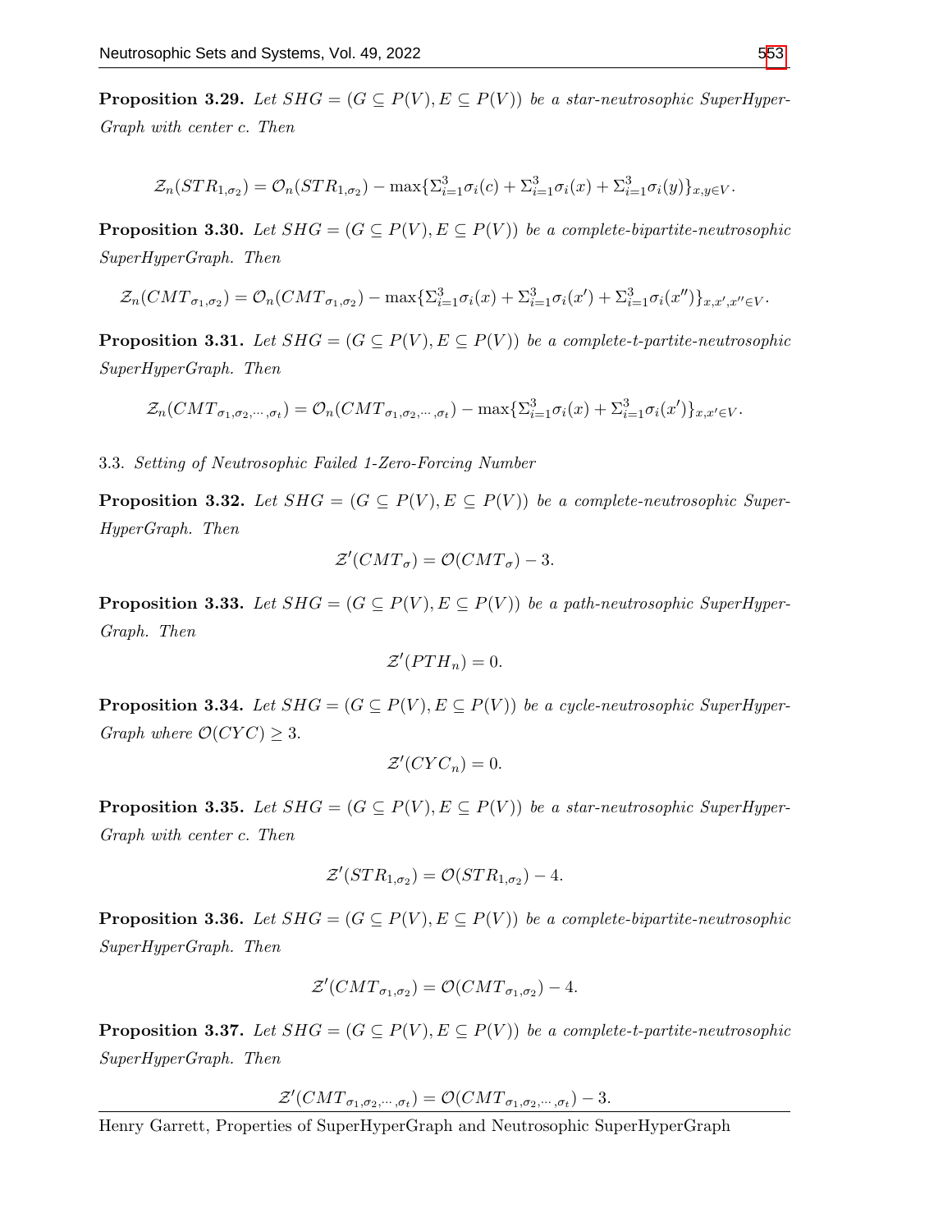**Proposition 3.29.** *Let $SHG = (G \subseteq P(V), E \subseteq P(V))$ be a star-neutrosophic SuperHyperGraph with center $c$. Then*

$$\mathcal{Z}_n(STR_{1,\sigma_2}) = \mathcal{O}_n(STR_{1,\sigma_2}) - \max\{\Sigma_{i=1}^{3}\sigma_i(c) + \Sigma_{i=1}^{3}\sigma_i(x) + \Sigma_{i=1}^{3}\sigma_i(y)\}_{x,y \in V}.$$

**Proposition 3.30.** *Let $SHG = (G \subseteq P(V), E \subseteq P(V))$ be a complete-bipartite-neutrosophic SuperHyperGraph. Then*

$$\mathcal{Z}_n(CMT_{\sigma_1,\sigma_2}) = \mathcal{O}_n(CMT_{\sigma_1,\sigma_2}) - \max\{\Sigma_{i=1}^{3}\sigma_i(x) + \Sigma_{i=1}^{3}\sigma_i(x') + \Sigma_{i=1}^{3}\sigma_i(x'')\}_{x,x',x'' \in V}.$$

**Proposition 3.31.** *Let $SHG = (G \subseteq P(V), E \subseteq P(V))$ be a complete-t-partite-neutrosophic SuperHyperGraph. Then*

$$\mathcal{Z}_n(CMT_{\sigma_1,\sigma_2,\cdots,\sigma_t}) = \mathcal{O}_n(CMT_{\sigma_1,\sigma_2,\cdots,\sigma_t}) - \max\{\Sigma_{i=1}^{3}\sigma_i(x) + \Sigma_{i=1}^{3}\sigma_i(x')\}_{x,x' \in V}.$$

3.3. *Setting of Neutrosophic Failed 1-Zero-Forcing Number*

**Proposition 3.32.** *Let $SHG = (G \subseteq P(V), E \subseteq P(V))$ be a complete-neutrosophic SuperHyperGraph. Then*

$$\mathcal{Z}'(CMT_{\sigma}) = \mathcal{O}(CMT_{\sigma}) - 3.$$

**Proposition 3.33.** *Let $SHG = (G \subseteq P(V), E \subseteq P(V))$ be a path-neutrosophic SuperHyperGraph. Then*

$$\mathcal{Z}'(PTH_n) = 0.$$

**Proposition 3.34.** *Let $SHG = (G \subseteq P(V), E \subseteq P(V))$ be a cycle-neutrosophic SuperHyperGraph where $\mathcal{O}(CYC) \geq 3$.*

$$\mathcal{Z}'(CYC_n) = 0.$$

**Proposition 3.35.** *Let $SHG = (G \subseteq P(V), E \subseteq P(V))$ be a star-neutrosophic SuperHyperGraph with center $c$. Then*

$$\mathcal{Z}'(STR_{1,\sigma_2}) = \mathcal{O}(STR_{1,\sigma_2}) - 4.$$

**Proposition 3.36.** *Let $SHG = (G \subseteq P(V), E \subseteq P(V))$ be a complete-bipartite-neutrosophic SuperHyperGraph. Then*

$$\mathcal{Z}'(CMT_{\sigma_1,\sigma_2}) = \mathcal{O}(CMT_{\sigma_1,\sigma_2}) - 4.$$

**Proposition 3.37.** *Let $SHG = (G \subseteq P(V), E \subseteq P(V))$ be a complete-t-partite-neutrosophic SuperHyperGraph. Then*

$$\mathcal{Z}'(CMT_{\sigma_1,\sigma_2,\cdots,\sigma_t}) = \mathcal{O}(CMT_{\sigma_1,\sigma_2,\cdots,\sigma_t}) - 3.$$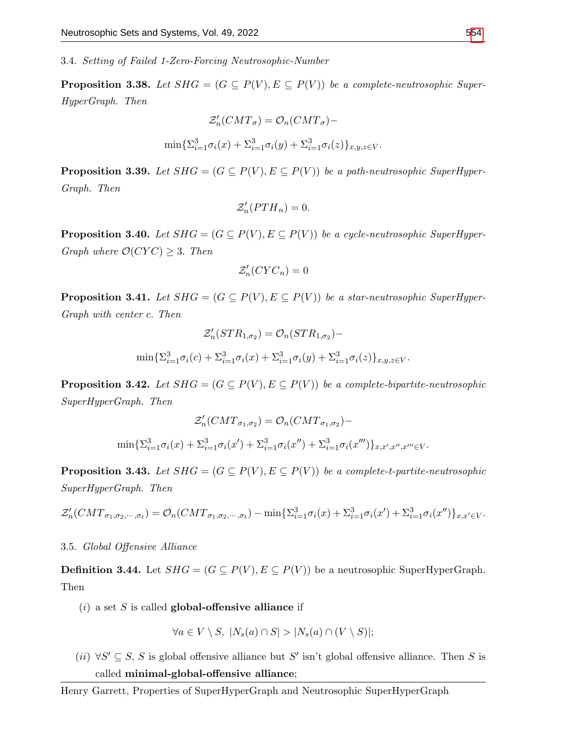3.4. *Setting of Failed 1-Zero-Forcing Neutrosophic-Number*

**Proposition 3.38.** *Let $SHG = (G \subseteq P(V), E \subseteq P(V))$ be a complete-neutrosophic SuperHyperGraph. Then*

$$\mathcal{Z}'_n(CMT_\sigma) = \mathcal{O}_n(CMT_\sigma)-$$

$$\min\{\Sigma_{i=1}^3 \sigma_i(x) + \Sigma_{i=1}^3 \sigma_i(y) + \Sigma_{i=1}^3 \sigma_i(z)\}_{x,y,z \in V}.$$

**Proposition 3.39.** *Let $SHG = (G \subseteq P(V), E \subseteq P(V))$ be a path-neutrosophic SuperHyperGraph. Then*

$$\mathcal{Z}'_n(PTH_n) = 0.$$

**Proposition 3.40.** *Let $SHG = (G \subseteq P(V), E \subseteq P(V))$ be a cycle-neutrosophic SuperHyperGraph where $\mathcal{O}(CYC) \geq 3$. Then*

$$\mathcal{Z}'_n(CYC_n) = 0$$

**Proposition 3.41.** *Let $SHG = (G \subseteq P(V), E \subseteq P(V))$ be a star-neutrosophic SuperHyperGraph with center $c$. Then*

$$\mathcal{Z}'_n(STR_{1,\sigma_2}) = \mathcal{O}_n(STR_{1,\sigma_2})-$$

$$\min\{\Sigma_{i=1}^3 \sigma_i(c) + \Sigma_{i=1}^3 \sigma_i(x) + \Sigma_{i=1}^3 \sigma_i(y) + \Sigma_{i=1}^3 \sigma_i(z)\}_{x,y,z \in V}.$$

**Proposition 3.42.** *Let $SHG = (G \subseteq P(V), E \subseteq P(V))$ be a complete-bipartite-neutrosophic SuperHyperGraph. Then*

$$\mathcal{Z}'_n(CMT_{\sigma_1,\sigma_2}) = \mathcal{O}_n(CMT_{\sigma_1,\sigma_2})-$$

$$\min\{\Sigma_{i=1}^3 \sigma_i(x) + \Sigma_{i=1}^3 \sigma_i(x') + \Sigma_{i=1}^3 \sigma_i(x'') + \Sigma_{i=1}^3 \sigma_i(x''')\}_{x,x',x'',x''' \in V}.$$

**Proposition 3.43.** *Let $SHG = (G \subseteq P(V), E \subseteq P(V))$ be a complete-t-partite-neutrosophic SuperHyperGraph. Then*

$$\mathcal{Z}'_n(CMT_{\sigma_1,\sigma_2,\cdots,\sigma_t}) = \mathcal{O}_n(CMT_{\sigma_1,\sigma_2,\cdots,\sigma_t}) - \min\{\Sigma_{i=1}^3 \sigma_i(x) + \Sigma_{i=1}^3 \sigma_i(x') + \Sigma_{i=1}^3 \sigma_i(x'')\}_{x,x' \in V}.$$

3.5. *Global Offensive Alliance*

**Definition 3.44.** Let $SHG = (G \subseteq P(V), E \subseteq P(V))$ be a neutrosophic SuperHyperGraph. Then

(*i*) a set $S$ is called **global-offensive alliance** if

$$\forall a \in V \setminus S, \ |N_s(a) \cap S| > |N_s(a) \cap (V \setminus S)|;$$

(*ii*) $\forall S' \subseteq S$, $S$ is global offensive alliance but $S'$ isn't global offensive alliance. Then $S$ is called **minimal-global-offensive alliance**;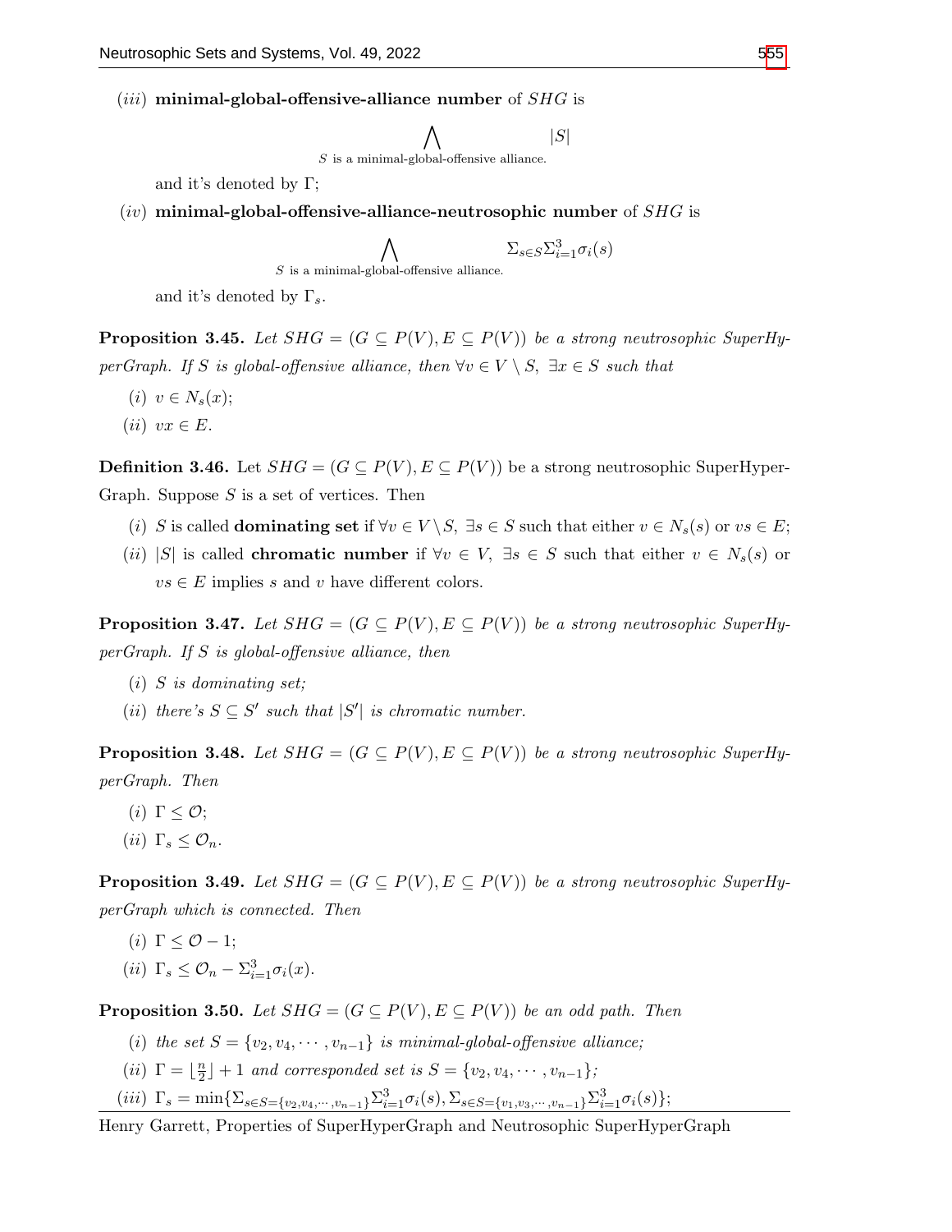$(iii)$ **minimal-global-offensive-alliance number** of $SHG$ is

$$\bigwedge_{S \text{ is a minimal-global-offensive alliance.}} |S|$$

and it's denoted by $\Gamma$;

$(iv)$ **minimal-global-offensive-alliance-neutrosophic number** of $SHG$ is

$$\bigwedge_{S \text{ is a minimal-global-offensive alliance.}} \Sigma_{s \in S} \Sigma_{i=1}^{3} \sigma_i(s)$$

and it's denoted by $\Gamma_s$.

**Proposition 3.45.** *Let $SHG = (G \subseteq P(V), E \subseteq P(V))$ be a strong neutrosophic SuperHyperGraph. If $S$ is global-offensive alliance, then $\forall v \in V \setminus S,\ \exists x \in S$ such that*

$(i)$ *$v \in N_s(x)$;*

$(ii)$ *$vx \in E$.*

**Definition 3.46.** Let $SHG = (G \subseteq P(V), E \subseteq P(V))$ be a strong neutrosophic SuperHyperGraph. Suppose $S$ is a set of vertices. Then

$(i)$ $S$ is called **dominating set** if $\forall v \in V \setminus S,\ \exists s \in S$ such that either $v \in N_s(s)$ or $vs \in E$;

$(ii)$ $|S|$ is called **chromatic number** if $\forall v \in V,\ \exists s \in S$ such that either $v \in N_s(s)$ or $vs \in E$ implies $s$ and $v$ have different colors.

**Proposition 3.47.** *Let $SHG = (G \subseteq P(V), E \subseteq P(V))$ be a strong neutrosophic SuperHyperGraph. If $S$ is global-offensive alliance, then*

$(i)$ *$S$ is dominating set;*

$(ii)$ *there's $S \subseteq S'$ such that $|S'|$ is chromatic number.*

**Proposition 3.48.** *Let $SHG = (G \subseteq P(V), E \subseteq P(V))$ be a strong neutrosophic SuperHyperGraph. Then*

$(i)$ $\Gamma \leq \mathcal{O}$;

$(ii)$ $\Gamma_s \leq \mathcal{O}_n$.

**Proposition 3.49.** *Let $SHG = (G \subseteq P(V), E \subseteq P(V))$ be a strong neutrosophic SuperHyperGraph which is connected. Then*

$(i)$ $\Gamma \leq \mathcal{O} - 1$;

$(ii)$ $\Gamma_s \leq \mathcal{O}_n - \Sigma_{i=1}^{3} \sigma_i(x)$.

**Proposition 3.50.** *Let $SHG = (G \subseteq P(V), E \subseteq P(V))$ be an odd path. Then*

$(i)$ *the set $S = \{v_2, v_4, \cdots, v_{n-1}\}$ is minimal-global-offensive alliance;*

$(ii)$ *$\Gamma = \lfloor \frac{n}{2} \rfloor + 1$ and corresponded set is $S = \{v_2, v_4, \cdots, v_{n-1}\}$;*

$(iii)$ $\Gamma_s = \min\{\Sigma_{s \in S = \{v_2, v_4, \cdots, v_{n-1}\}} \Sigma_{i=1}^{3} \sigma_i(s), \Sigma_{s \in S = \{v_1, v_3, \cdots, v_{n-1}\}} \Sigma_{i=1}^{3} \sigma_i(s)\}$;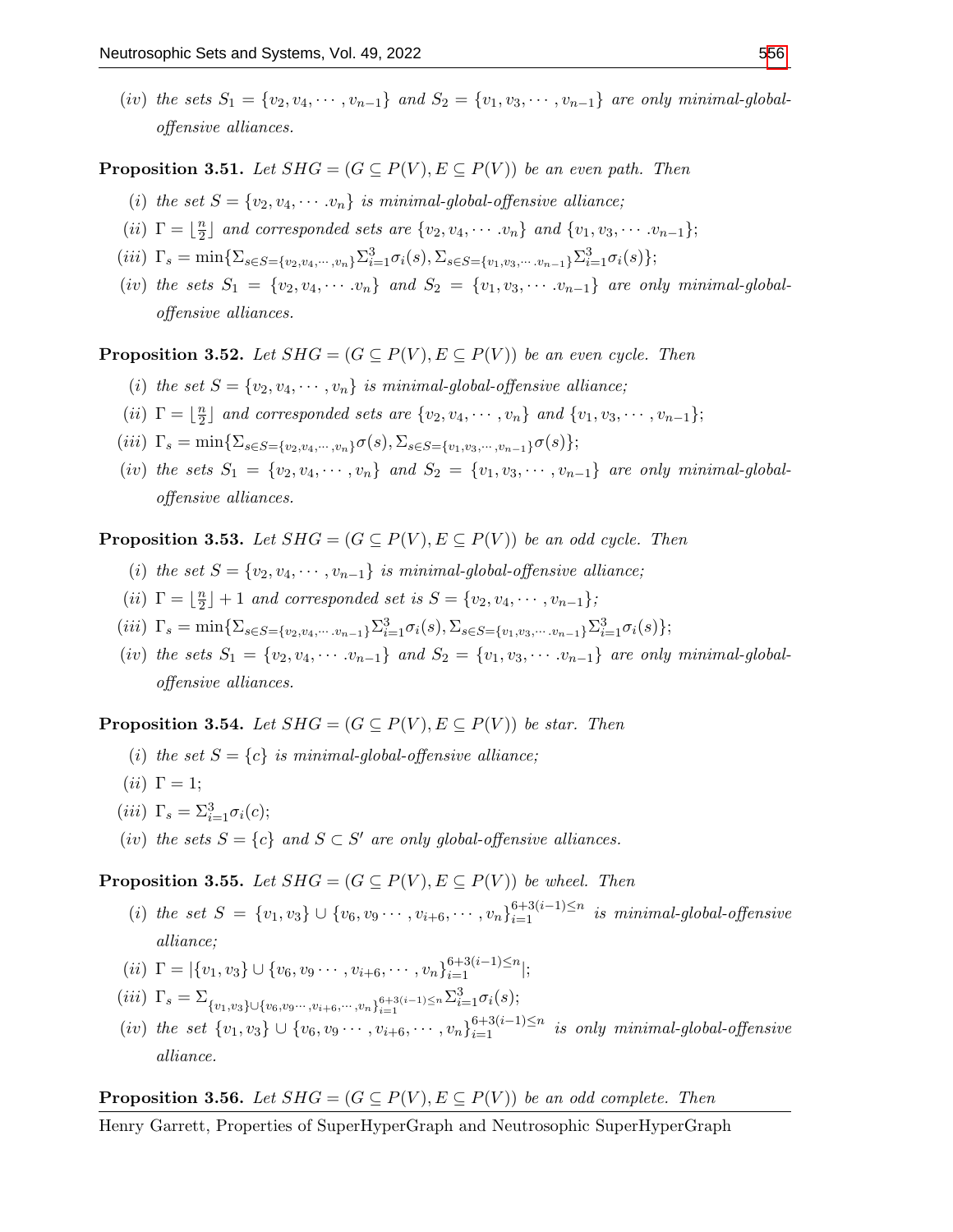(*iv*) *the sets* $S_1 = \{v_2, v_4, \cdots, v_{n-1}\}$ *and* $S_2 = \{v_1, v_3, \cdots, v_{n-1}\}$ *are only minimal-global-offensive alliances.*

**Proposition 3.51.** *Let* $SHG = (G \subseteq P(V), E \subseteq P(V))$ *be an even path. Then*

(*i*) *the set* $S = \{v_2, v_4, \cdots .v_n\}$ *is minimal-global-offensive alliance;*

(*ii*) $\Gamma = \lfloor \frac{n}{2} \rfloor$ *and corresponded sets are* $\{v_2, v_4, \cdots .v_n\}$ *and* $\{v_1, v_3, \cdots .v_{n-1}\}$;

(*iii*) $\Gamma_s = \min\{\Sigma_{s \in S=\{v_2,v_4,\cdots,v_n\}} \Sigma_{i=1}^{3} \sigma_i(s), \Sigma_{s \in S=\{v_1,v_3,\cdots .v_{n-1}\}} \Sigma_{i=1}^{3} \sigma_i(s)\}$;

(*iv*) *the sets* $S_1 = \{v_2, v_4, \cdots .v_n\}$ *and* $S_2 = \{v_1, v_3, \cdots .v_{n-1}\}$ *are only minimal-global-offensive alliances.*

**Proposition 3.52.** *Let* $SHG = (G \subseteq P(V), E \subseteq P(V))$ *be an even cycle. Then*

(*i*) *the set* $S = \{v_2, v_4, \cdots, v_n\}$ *is minimal-global-offensive alliance;*

(*ii*) $\Gamma = \lfloor \frac{n}{2} \rfloor$ *and corresponded sets are* $\{v_2, v_4, \cdots, v_n\}$ *and* $\{v_1, v_3, \cdots, v_{n-1}\}$;

(*iii*) $\Gamma_s = \min\{\Sigma_{s \in S=\{v_2,v_4,\cdots,v_n\}} \sigma(s), \Sigma_{s \in S=\{v_1,v_3,\cdots,v_{n-1}\}} \sigma(s)\}$;

(*iv*) *the sets* $S_1 = \{v_2, v_4, \cdots, v_n\}$ *and* $S_2 = \{v_1, v_3, \cdots, v_{n-1}\}$ *are only minimal-global-offensive alliances.*

**Proposition 3.53.** *Let* $SHG = (G \subseteq P(V), E \subseteq P(V))$ *be an odd cycle. Then*

(*i*) *the set* $S = \{v_2, v_4, \cdots, v_{n-1}\}$ *is minimal-global-offensive alliance;*

(*ii*) $\Gamma = \lfloor \frac{n}{2} \rfloor + 1$ *and corresponded set is* $S = \{v_2, v_4, \cdots, v_{n-1}\}$;

(*iii*) $\Gamma_s = \min\{\Sigma_{s \in S=\{v_2,v_4,\cdots .v_{n-1}\}} \Sigma_{i=1}^{3} \sigma_i(s), \Sigma_{s \in S=\{v_1,v_3,\cdots .v_{n-1}\}} \Sigma_{i=1}^{3} \sigma_i(s)\}$;

(*iv*) *the sets* $S_1 = \{v_2, v_4, \cdots .v_{n-1}\}$ *and* $S_2 = \{v_1, v_3, \cdots .v_{n-1}\}$ *are only minimal-global-offensive alliances.*

**Proposition 3.54.** *Let* $SHG = (G \subseteq P(V), E \subseteq P(V))$ *be star. Then*

(*i*) *the set* $S = \{c\}$ *is minimal-global-offensive alliance;*

(*ii*) $\Gamma = 1$;

(*iii*) $\Gamma_s = \Sigma_{i=1}^{3} \sigma_i(c)$;

(*iv*) *the sets* $S = \{c\}$ *and* $S \subset S'$ *are only global-offensive alliances.*

**Proposition 3.55.** *Let* $SHG = (G \subseteq P(V), E \subseteq P(V))$ *be wheel. Then*

(*i*) *the set* $S = \{v_1, v_3\} \cup \{v_6, v_9 \cdots, v_{i+6}, \cdots, v_n\}_{i=1}^{6+3(i-1) \leq n}$ *is minimal-global-offensive alliance;*

(*ii*) $\Gamma = |\{v_1, v_3\} \cup \{v_6, v_9 \cdots, v_{i+6}, \cdots, v_n\}_{i=1}^{6+3(i-1) \leq n}|$;

(*iii*) $\Gamma_s = \Sigma_{\{v_1,v_3\} \cup \{v_6,v_9\cdots,v_{i+6},\cdots,v_n\}_{i=1}^{6+3(i-1) \leq n}} \Sigma_{i=1}^{3} \sigma_i(s)$;

(*iv*) *the set* $\{v_1, v_3\} \cup \{v_6, v_9 \cdots, v_{i+6}, \cdots, v_n\}_{i=1}^{6+3(i-1) \leq n}$ *is only minimal-global-offensive alliance.*

**Proposition 3.56.** *Let* $SHG = (G \subseteq P(V), E \subseteq P(V))$ *be an odd complete. Then*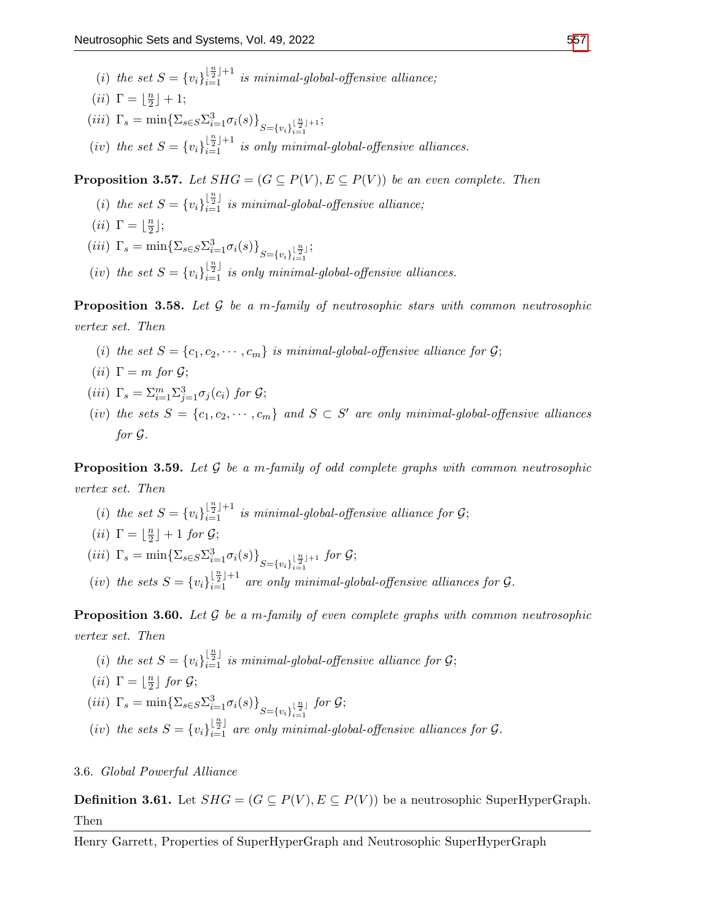$(i)$ *the set* $S = \{v_i\}_{i=1}^{\lfloor \frac{n}{2} \rfloor + 1}$ *is minimal-global-offensive alliance;*

$(ii)$ $\Gamma = \lfloor \frac{n}{2} \rfloor + 1$;

$(iii)$ $\Gamma_s = \min\{\Sigma_{s \in S} \Sigma_{i=1}^{3} \sigma_i(s)\}_{S=\{v_i\}_{i=1}^{\lfloor \frac{n}{2} \rfloor + 1}}$;

$(iv)$ *the set* $S = \{v_i\}_{i=1}^{\lfloor \frac{n}{2} \rfloor + 1}$ *is only minimal-global-offensive alliances.*

**Proposition 3.57.** *Let* $SHG = (G \subseteq P(V), E \subseteq P(V))$ *be an even complete. Then*

$(i)$ *the set* $S = \{v_i\}_{i=1}^{\lfloor \frac{n}{2} \rfloor}$ *is minimal-global-offensive alliance;*

$(ii)$ $\Gamma = \lfloor \frac{n}{2} \rfloor$;

$(iii)$ $\Gamma_s = \min\{\Sigma_{s \in S} \Sigma_{i=1}^{3} \sigma_i(s)\}_{S=\{v_i\}_{i=1}^{\lfloor \frac{n}{2} \rfloor}}$;

$(iv)$ *the set* $S = \{v_i\}_{i=1}^{\lfloor \frac{n}{2} \rfloor}$ *is only minimal-global-offensive alliances.*

**Proposition 3.58.** *Let* $\mathcal{G}$ *be a* $m$*-family of neutrosophic stars with common neutrosophic vertex set. Then*

$(i)$ *the set* $S = \{c_1, c_2, \cdots, c_m\}$ *is minimal-global-offensive alliance for* $\mathcal{G}$;

$(ii)$ $\Gamma = m$ *for* $\mathcal{G}$;

$(iii)$ $\Gamma_s = \Sigma_{i=1}^{m} \Sigma_{j=1}^{3} \sigma_j(c_i)$ *for* $\mathcal{G}$;

$(iv)$ *the sets* $S = \{c_1, c_2, \cdots, c_m\}$ *and* $S \subset S'$ *are only minimal-global-offensive alliances for* $\mathcal{G}$.

**Proposition 3.59.** *Let* $\mathcal{G}$ *be a* $m$*-family of odd complete graphs with common neutrosophic vertex set. Then*

$(i)$ *the set* $S = \{v_i\}_{i=1}^{\lfloor \frac{n}{2} \rfloor + 1}$ *is minimal-global-offensive alliance for* $\mathcal{G}$;

$(ii)$ $\Gamma = \lfloor \frac{n}{2} \rfloor + 1$ *for* $\mathcal{G}$;

$(iii)$ $\Gamma_s = \min\{\Sigma_{s \in S} \Sigma_{i=1}^{3} \sigma_i(s)\}_{S=\{v_i\}_{i=1}^{\lfloor \frac{n}{2} \rfloor + 1}}$ *for* $\mathcal{G}$;

$(iv)$ *the sets* $S = \{v_i\}_{i=1}^{\lfloor \frac{n}{2} \rfloor + 1}$ *are only minimal-global-offensive alliances for* $\mathcal{G}$.

**Proposition 3.60.** *Let* $\mathcal{G}$ *be a* $m$*-family of even complete graphs with common neutrosophic vertex set. Then*

$(i)$ *the set* $S = \{v_i\}_{i=1}^{\lfloor \frac{n}{2} \rfloor}$ *is minimal-global-offensive alliance for* $\mathcal{G}$;

$(ii)$ $\Gamma = \lfloor \frac{n}{2} \rfloor$ *for* $\mathcal{G}$;

$(iii)$ $\Gamma_s = \min\{\Sigma_{s \in S} \Sigma_{i=1}^{3} \sigma_i(s)\}_{S=\{v_i\}_{i=1}^{\lfloor \frac{n}{2} \rfloor}}$ *for* $\mathcal{G}$;

$(iv)$ *the sets* $S = \{v_i\}_{i=1}^{\lfloor \frac{n}{2} \rfloor}$ *are only minimal-global-offensive alliances for* $\mathcal{G}$.

### 3.6. *Global Powerful Alliance*

**Definition 3.61.** Let $SHG = (G \subseteq P(V), E \subseteq P(V))$ be a neutrosophic SuperHyperGraph. Then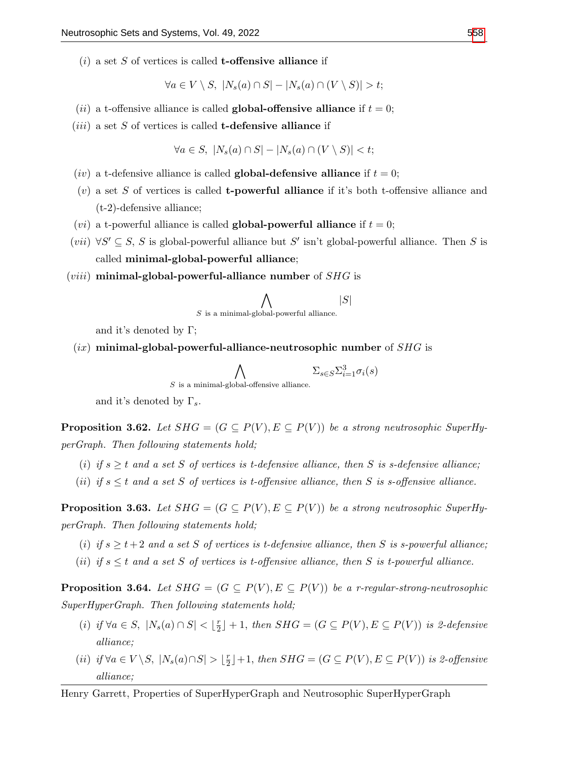$(i)$ a set $S$ of vertices is called **t-offensive alliance** if

$$\forall a \in V \setminus S,\ |N_s(a) \cap S| - |N_s(a) \cap (V \setminus S)| > t;$$

$(ii)$ a t-offensive alliance is called **global-offensive alliance** if $t = 0$;

$(iii)$ a set $S$ of vertices is called **t-defensive alliance** if

$$\forall a \in S,\ |N_s(a) \cap S| - |N_s(a) \cap (V \setminus S)| < t;$$

$(iv)$ a t-defensive alliance is called **global-defensive alliance** if $t = 0$;

$(v)$ a set $S$ of vertices is called **t-powerful alliance** if it's both t-offensive alliance and (t-2)-defensive alliance;

$(vi)$ a t-powerful alliance is called **global-powerful alliance** if $t = 0$;

$(vii)$ $\forall S' \subseteq S$, $S$ is global-powerful alliance but $S'$ isn't global-powerful alliance. Then $S$ is called **minimal-global-powerful alliance**;

$(viii)$ **minimal-global-powerful-alliance number** of $SHG$ is

$$\bigwedge_{S \text{ is a minimal-global-powerful alliance.}} |S|$$

and it's denoted by $\Gamma$;

$(ix)$ **minimal-global-powerful-alliance-neutrosophic number** of $SHG$ is

$$\bigwedge_{S \text{ is a minimal-global-offensive alliance.}} \Sigma_{s \in S} \Sigma_{i=1}^{3} \sigma_i(s)$$

and it's denoted by $\Gamma_s$.

**Proposition 3.62.** *Let $SHG = (G \subseteq P(V), E \subseteq P(V))$ be a strong neutrosophic SuperHyperGraph. Then following statements hold;*

*$(i)$ if $s \geq t$ and a set $S$ of vertices is t-defensive alliance, then $S$ is s-defensive alliance;*

*$(ii)$ if $s \leq t$ and a set $S$ of vertices is t-offensive alliance, then $S$ is s-offensive alliance.*

**Proposition 3.63.** *Let $SHG = (G \subseteq P(V), E \subseteq P(V))$ be a strong neutrosophic SuperHyperGraph. Then following statements hold;*

*$(i)$ if $s \geq t+2$ and a set $S$ of vertices is t-defensive alliance, then $S$ is s-powerful alliance;*

*$(ii)$ if $s \leq t$ and a set $S$ of vertices is t-offensive alliance, then $S$ is t-powerful alliance.*

**Proposition 3.64.** *Let $SHG = (G \subseteq P(V), E \subseteq P(V))$ be a r-regular-strong-neutrosophic SuperHyperGraph. Then following statements hold;*

*$(i)$ if $\forall a \in S,\ |N_s(a) \cap S| < \lfloor \frac{r}{2} \rfloor + 1$, then $SHG = (G \subseteq P(V), E \subseteq P(V))$ is 2-defensive alliance;*

*$(ii)$ if $\forall a \in V \setminus S,\ |N_s(a) \cap S| > \lfloor \frac{r}{2} \rfloor + 1$, then $SHG = (G \subseteq P(V), E \subseteq P(V))$ is 2-offensive alliance;*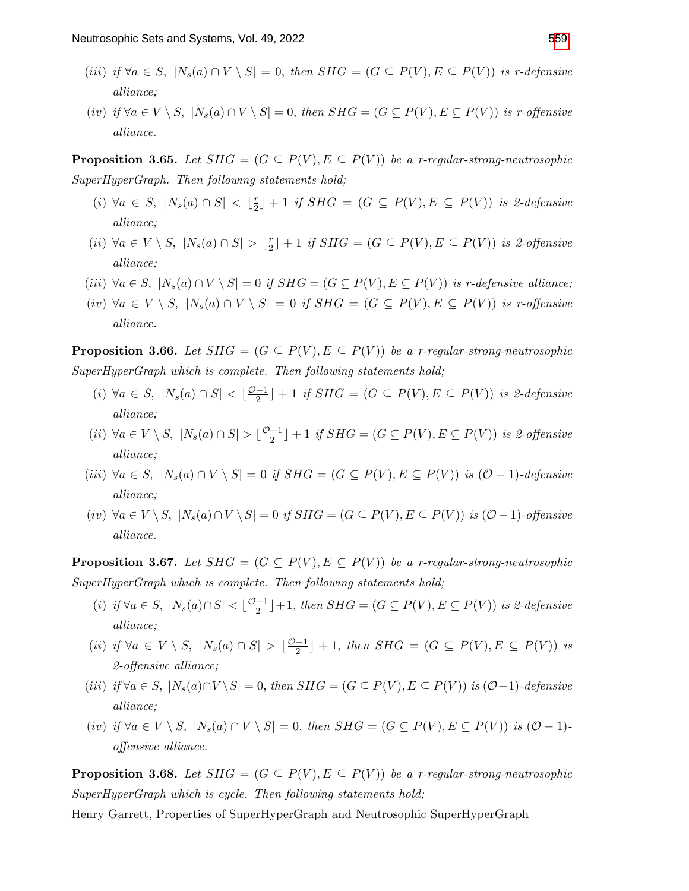*(iii) if $\forall a \in S,\ |N_s(a) \cap V \setminus S| = 0$, then $SHG = (G \subseteq P(V), E \subseteq P(V))$ is r-defensive alliance;*

*(iv) if $\forall a \in V \setminus S,\ |N_s(a) \cap V \setminus S| = 0$, then $SHG = (G \subseteq P(V), E \subseteq P(V))$ is r-offensive alliance.*

**Proposition 3.65.** *Let $SHG = (G \subseteq P(V), E \subseteq P(V))$ be a r-regular-strong-neutrosophic SuperHyperGraph. Then following statements hold;*

*(i) $\forall a \in S,\ |N_s(a) \cap S| < \lfloor \frac{r}{2} \rfloor + 1$ if $SHG = (G \subseteq P(V), E \subseteq P(V))$ is 2-defensive alliance;*

*(ii) $\forall a \in V \setminus S,\ |N_s(a) \cap S| > \lfloor \frac{r}{2} \rfloor + 1$ if $SHG = (G \subseteq P(V), E \subseteq P(V))$ is 2-offensive alliance;*

*(iii) $\forall a \in S,\ |N_s(a) \cap V \setminus S| = 0$ if $SHG = (G \subseteq P(V), E \subseteq P(V))$ is r-defensive alliance;*

*(iv) $\forall a \in V \setminus S,\ |N_s(a) \cap V \setminus S| = 0$ if $SHG = (G \subseteq P(V), E \subseteq P(V))$ is r-offensive alliance.*

**Proposition 3.66.** *Let $SHG = (G \subseteq P(V), E \subseteq P(V))$ be a r-regular-strong-neutrosophic SuperHyperGraph which is complete. Then following statements hold;*

*(i) $\forall a \in S,\ |N_s(a) \cap S| < \lfloor \frac{\mathcal{O}-1}{2} \rfloor + 1$ if $SHG = (G \subseteq P(V), E \subseteq P(V))$ is 2-defensive alliance;*

*(ii) $\forall a \in V \setminus S,\ |N_s(a) \cap S| > \lfloor \frac{\mathcal{O}-1}{2} \rfloor + 1$ if $SHG = (G \subseteq P(V), E \subseteq P(V))$ is 2-offensive alliance;*

*(iii) $\forall a \in S,\ |N_s(a) \cap V \setminus S| = 0$ if $SHG = (G \subseteq P(V), E \subseteq P(V))$ is $(\mathcal{O}-1)$-defensive alliance;*

*(iv) $\forall a \in V \setminus S,\ |N_s(a) \cap V \setminus S| = 0$ if $SHG = (G \subseteq P(V), E \subseteq P(V))$ is $(\mathcal{O}-1)$-offensive alliance.*

**Proposition 3.67.** *Let $SHG = (G \subseteq P(V), E \subseteq P(V))$ be a r-regular-strong-neutrosophic SuperHyperGraph which is complete. Then following statements hold;*

*(i) if $\forall a \in S,\ |N_s(a) \cap S| < \lfloor \frac{\mathcal{O}-1}{2} \rfloor + 1$, then $SHG = (G \subseteq P(V), E \subseteq P(V))$ is 2-defensive alliance;*

*(ii) if $\forall a \in V \setminus S,\ |N_s(a) \cap S| > \lfloor \frac{\mathcal{O}-1}{2} \rfloor + 1$, then $SHG = (G \subseteq P(V), E \subseteq P(V))$ is 2-offensive alliance;*

*(iii) if $\forall a \in S,\ |N_s(a) \cap V \setminus S| = 0$, then $SHG = (G \subseteq P(V), E \subseteq P(V))$ is $(\mathcal{O}-1)$-defensive alliance;*

*(iv) if $\forall a \in V \setminus S,\ |N_s(a) \cap V \setminus S| = 0$, then $SHG = (G \subseteq P(V), E \subseteq P(V))$ is $(\mathcal{O}-1)$-offensive alliance.*

**Proposition 3.68.** *Let $SHG = (G \subseteq P(V), E \subseteq P(V))$ be a r-regular-strong-neutrosophic SuperHyperGraph which is cycle. Then following statements hold;*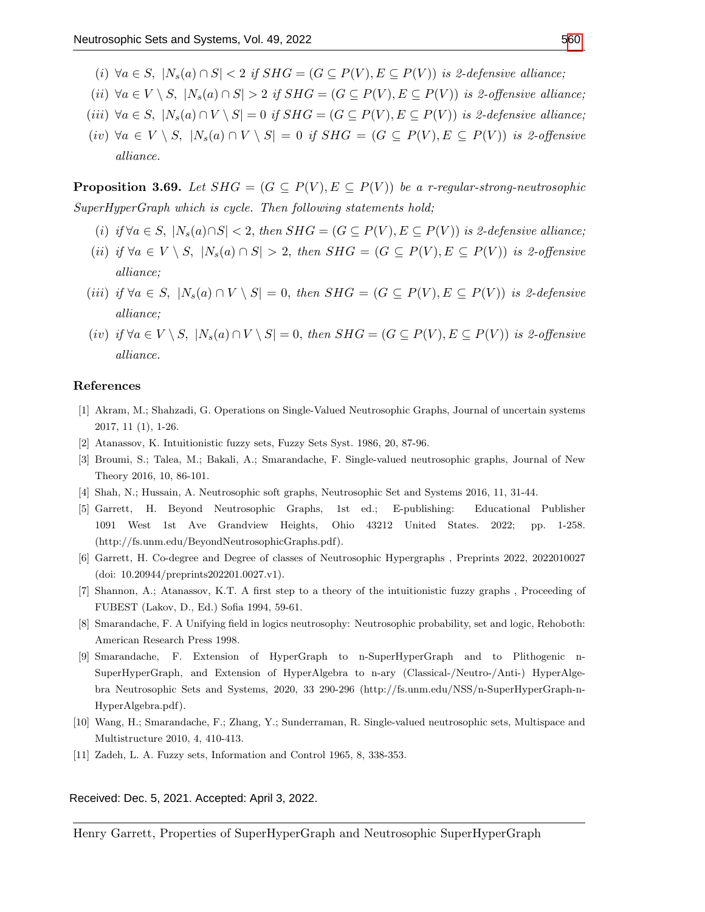(i) $\forall a \in S,\ |N_s(a) \cap S| < 2$ *if* $SHG = (G \subseteq P(V), E \subseteq P(V))$ *is 2-defensive alliance;*

(ii) $\forall a \in V \setminus S,\ |N_s(a) \cap S| > 2$ *if* $SHG = (G \subseteq P(V), E \subseteq P(V))$ *is 2-offensive alliance;*

(iii) $\forall a \in S,\ |N_s(a) \cap V \setminus S| = 0$ *if* $SHG = (G \subseteq P(V), E \subseteq P(V))$ *is 2-defensive alliance;*

(iv) $\forall a \in V \setminus S,\ |N_s(a) \cap V \setminus S| = 0$ *if* $SHG = (G \subseteq P(V), E \subseteq P(V))$ *is 2-offensive alliance.*

**Proposition 3.69.** *Let* $SHG = (G \subseteq P(V), E \subseteq P(V))$ *be a r-regular-strong-neutrosophic SuperHyperGraph which is cycle. Then following statements hold;*

(i) *if* $\forall a \in S,\ |N_s(a) \cap S| < 2$*, then* $SHG = (G \subseteq P(V), E \subseteq P(V))$ *is 2-defensive alliance;*

(ii) *if* $\forall a \in V \setminus S,\ |N_s(a) \cap S| > 2$*, then* $SHG = (G \subseteq P(V), E \subseteq P(V))$ *is 2-offensive alliance;*

(iii) *if* $\forall a \in S,\ |N_s(a) \cap V \setminus S| = 0$*, then* $SHG = (G \subseteq P(V), E \subseteq P(V))$ *is 2-defensive alliance;*

(iv) *if* $\forall a \in V \setminus S,\ |N_s(a) \cap V \setminus S| = 0$*, then* $SHG = (G \subseteq P(V), E \subseteq P(V))$ *is 2-offensive alliance.*

## References

[1] Akram, M.; Shahzadi, G. Operations on Single-Valued Neutrosophic Graphs, Journal of uncertain systems 2017, 11 (1), 1-26.

[2] Atanassov, K. Intuitionistic fuzzy sets, Fuzzy Sets Syst. 1986, 20, 87-96.

[3] Broumi, S.; Talea, M.; Bakali, A.; Smarandache, F. Single-valued neutrosophic graphs, Journal of New Theory 2016, 10, 86-101.

[4] Shah, N.; Hussain, A. Neutrosophic soft graphs, Neutrosophic Set and Systems 2016, 11, 31-44.

[5] Garrett, H. Beyond Neutrosophic Graphs, 1st ed.; E-publishing: Educational Publisher 1091 West 1st Ave Grandview Heights, Ohio 43212 United States. 2022; pp. 1-258. (http://fs.unm.edu/BeyondNeutrosophicGraphs.pdf).

[6] Garrett, H. Co-degree and Degree of classes of Neutrosophic Hypergraphs , Preprints 2022, 2022010027 (doi: 10.20944/preprints202201.0027.v1).

[7] Shannon, A.; Atanassov, K.T. A first step to a theory of the intuitionistic fuzzy graphs , Proceeding of FUBEST (Lakov, D., Ed.) Sofia 1994, 59-61.

[8] Smarandache, F. A Unifying field in logics neutrosophy: Neutrosophic probability, set and logic, Rehoboth: American Research Press 1998.

[9] Smarandache, F. Extension of HyperGraph to n-SuperHyperGraph and to Plithogenic n-SuperHyperGraph, and Extension of HyperAlgebra to n-ary (Classical-/Neutro-/Anti-) HyperAlgebra Neutrosophic Sets and Systems, 2020, 33 290-296 (http://fs.unm.edu/NSS/n-SuperHyperGraph-n-HyperAlgebra.pdf).

[10] Wang, H.; Smarandache, F.; Zhang, Y.; Sunderraman, R. Single-valued neutrosophic sets, Multispace and Multistructure 2010, 4, 410-413.

[11] Zadeh, L. A. Fuzzy sets, Information and Control 1965, 8, 338-353.

Received: Dec. 5, 2021. Accepted: April 3, 2022.